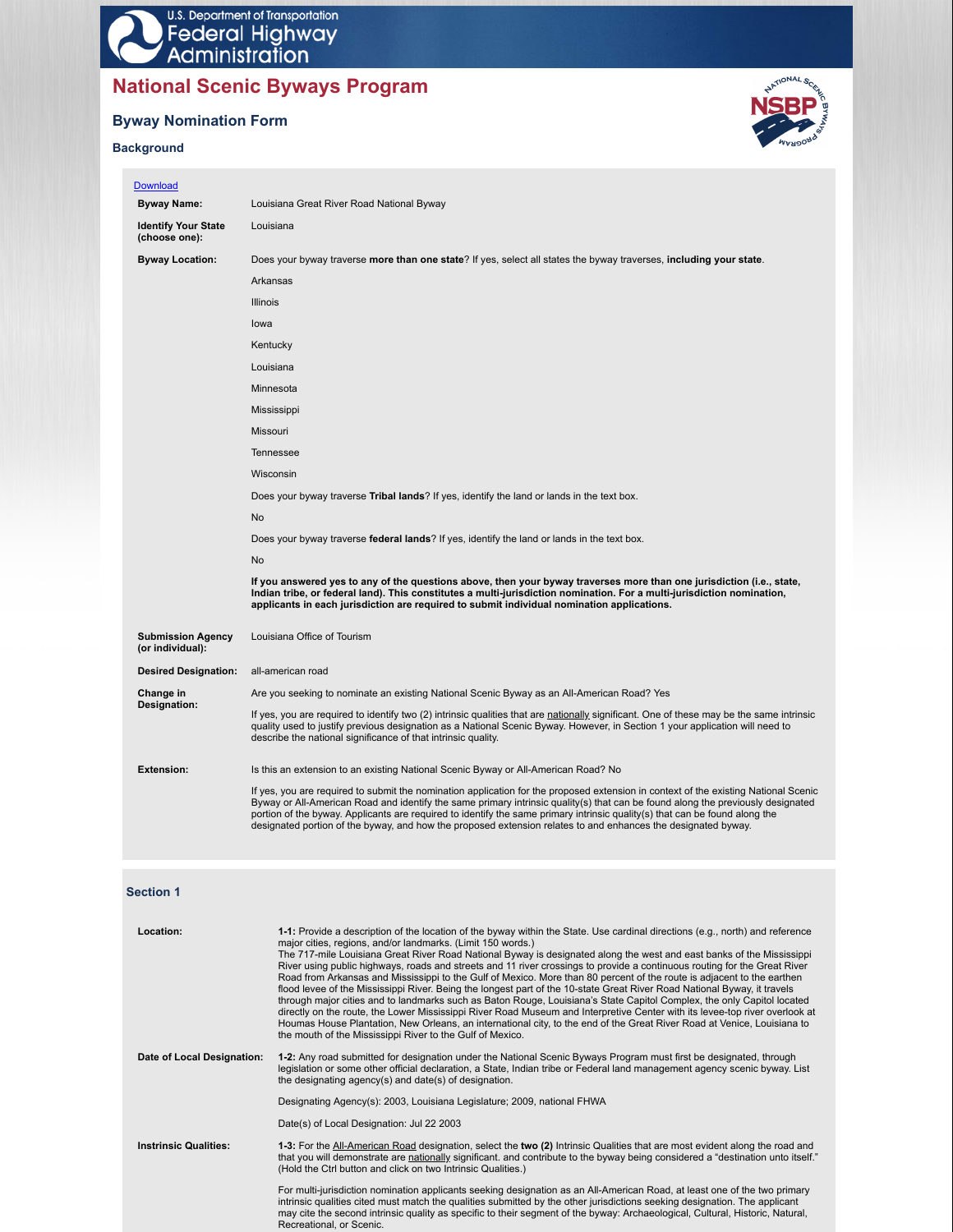U.S. Department of Transportation
Federal Highway Administration

# National Scenic Byways Program

## Byway Nomination Form

### Background

Download

**Byway Name:** Louisiana Great River Road National Byway

**Identify Your State (choose one):** Louisiana

**Byway Location:** Does your byway traverse **more than one state**? If yes, select all states the byway traverses, **including your state**.

Arkansas

Illinois

Iowa

Kentucky

Louisiana

Minnesota

Mississippi

Missouri

Tennessee

Wisconsin

Does your byway traverse **Tribal lands**? If yes, identify the land or lands in the text box.

No

Does your byway traverse **federal lands**? If yes, identify the land or lands in the text box.

No

**If you answered yes to any of the questions above, then your byway traverses more than one jurisdiction (i.e., state, Indian tribe, or federal land). This constitutes a multi-jurisdiction nomination. For a multi-jurisdiction nomination, applicants in each jurisdiction are required to submit individual nomination applications.**

**Submission Agency (or individual):** Louisiana Office of Tourism

**Desired Designation:** all-american road

**Change in Designation:** Are you seeking to nominate an existing National Scenic Byway as an All-American Road? Yes

If yes, you are required to identify two (2) intrinsic qualities that are nationally significant. One of these may be the same intrinsic quality used to justify previous designation as a National Scenic Byway. However, in Section 1 your application will need to describe the national significance of that intrinsic quality.

**Extension:** Is this an extension to an existing National Scenic Byway or All-American Road? No

If yes, you are required to submit the nomination application for the proposed extension in context of the existing National Scenic Byway or All-American Road and identify the same primary intrinsic quality(s) that can be found along the previously designated portion of the byway. Applicants are required to identify the same primary intrinsic quality(s) that can be found along the designated portion of the byway, and how the proposed extension relates to and enhances the designated byway.

### Section 1

**Location:** **1-1:** Provide a description of the location of the byway within the State. Use cardinal directions (e.g., north) and reference major cities, regions, and/or landmarks. (Limit 150 words.)

The 717-mile Louisiana Great River Road National Byway is designated along the west and east banks of the Mississippi River using public highways, roads and streets and 11 river crossings to provide a continuous routing for the Great River Road from Arkansas and Mississippi to the Gulf of Mexico. More than 80 percent of the route is adjacent to the earthen flood levee of the Mississippi River. Being the longest part of the 10-state Great River Road National Byway, it travels through major cities and to landmarks such as Baton Rouge, Louisiana's State Capitol Complex, the only Capitol located directly on the route, the Lower Mississippi River Road Museum and Interpretive Center with its levee-top river overlook at Houmas House Plantation, New Orleans, an international city, to the end of the Great River Road at Venice, Louisiana to the mouth of the Mississippi River to the Gulf of Mexico.

**Date of Local Designation:** **1-2:** Any road submitted for designation under the National Scenic Byways Program must first be designated, through legislation or some other official declaration, a State, Indian tribe or Federal land management agency scenic byway. List the designating agency(s) and date(s) of designation.

Designating Agency(s): 2003, Louisiana Legislature; 2009, national FHWA

Date(s) of Local Designation: Jul 22 2003

**Instrinsic Qualities:** **1-3:** For the All-American Road designation, select the **two (2)** Intrinsic Qualities that are most evident along the road and that you will demonstrate are nationally significant. and contribute to the byway being considered a "destination unto itself." (Hold the Ctrl button and click on two Intrinsic Qualities.)

For multi-jurisdiction nomination applicants seeking designation as an All-American Road, at least one of the two primary intrinsic qualities cited must match the qualities submitted by the other jurisdictions seeking designation. The applicant may cite the second intrinsic quality as specific to their segment of the byway: Archaeological, Cultural, Historic, Natural, Recreational, or Scenic.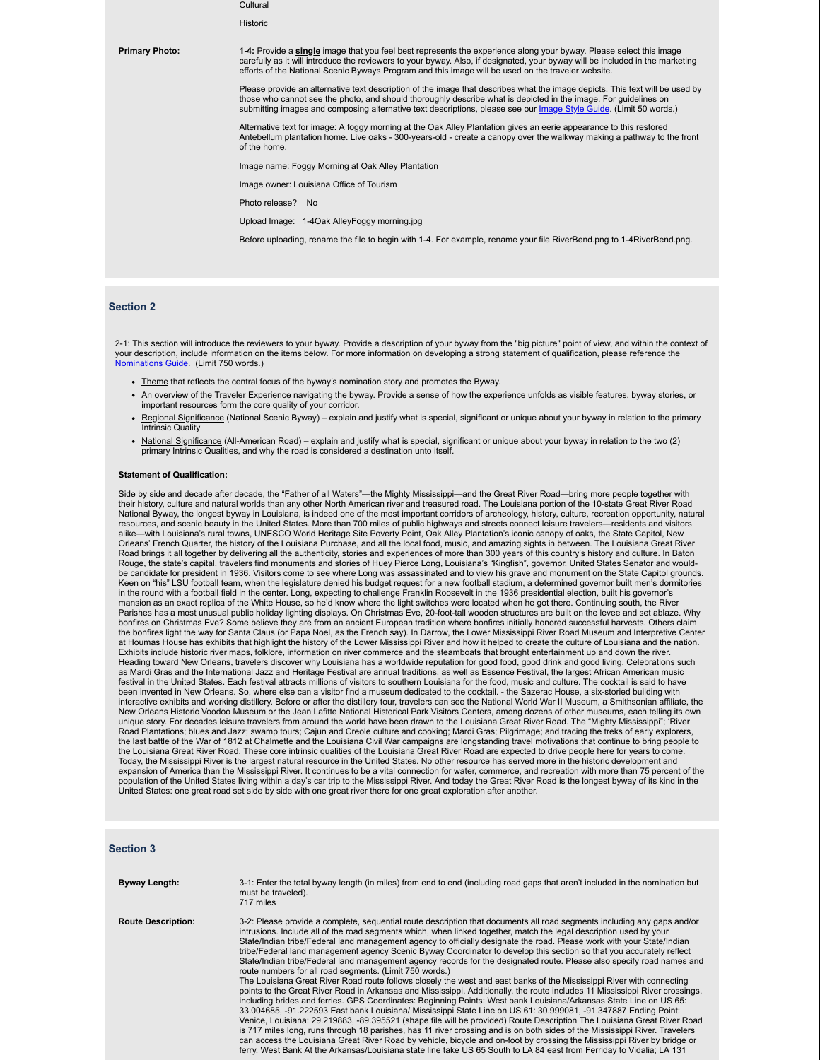Cultural

Historic

**Primary Photo:**

**1-4:** Provide a **single** image that you feel best represents the experience along your byway. Please select this image carefully as it will introduce the reviewers to your byway. Also, if designated, your byway will be included in the marketing efforts of the National Scenic Byways Program and this image will be used on the traveler website.

Please provide an alternative text description of the image that describes what the image depicts. This text will be used by those who cannot see the photo, and should thoroughly describe what is depicted in the image. For guidelines on submitting images and composing alternative text descriptions, please see our Image Style Guide. (Limit 50 words.)

Alternative text for image: A foggy morning at the Oak Alley Plantation gives an eerie appearance to this restored Antebellum plantation home. Live oaks - 300-years-old - create a canopy over the walkway making a pathway to the front of the home.

Image name: Foggy Morning at Oak Alley Plantation

Image owner: Louisiana Office of Tourism

Photo release? No

Upload Image: 1-4Oak AlleyFoggy morning.jpg

Before uploading, rename the file to begin with 1-4. For example, rename your file RiverBend.png to 1-4RiverBend.png.

## Section 2

2-1: This section will introduce the reviewers to your byway. Provide a description of your byway from the "big picture" point of view, and within the context of your description, include information on the items below. For more information on developing a strong statement of qualification, please reference the Nominations Guide. (Limit 750 words.)

- Theme that reflects the central focus of the byway's nomination story and promotes the Byway.
- An overview of the Traveler Experience navigating the byway. Provide a sense of how the experience unfolds as visible features, byway stories, or important resources form the core quality of your corridor.
- Regional Significance (National Scenic Byway) – explain and justify what is special, significant or unique about your byway in relation to the primary Intrinsic Quality
- National Significance (All-American Road) – explain and justify what is special, significant or unique about your byway in relation to the two (2) primary Intrinsic Qualities, and why the road is considered a destination unto itself.

**Statement of Qualification:**

Side by side and decade after decade, the "Father of all Waters"—the Mighty Mississippi—and the Great River Road—bring more people together with their history, culture and natural worlds than any other North American river and treasured road. The Louisiana portion of the 10-state Great River Road National Byway, the longest byway in Louisiana, is indeed one of the most important corridors of archeology, history, culture, recreation opportunity, natural resources, and scenic beauty in the United States. More than 700 miles of public highways and streets connect leisure travelers—residents and visitors alike—with Louisiana's rural towns, UNESCO World Heritage Site Poverty Point, Oak Alley Plantation's iconic canopy of oaks, the State Capitol, New Orleans' French Quarter, the history of the Louisiana Purchase, and all the local food, music, and amazing sights in between. The Louisiana Great River Road brings it all together by delivering all the authenticity, stories and experiences of more than 300 years of this country's history and culture. In Baton Rouge, the state's capital, travelers find monuments and stories of Huey Pierce Long, Louisiana's "Kingfish", governor, United States Senator and would-be candidate for president in 1936. Visitors come to see where Long was assassinated and to view his grave and monument on the State Capitol grounds. Keen on "his" LSU football team, when the legislature denied his budget request for a new football stadium, a determined governor built men's dormitories in the round with a football field in the center. Long, expecting to challenge Franklin Roosevelt in the 1936 presidential election, built his governor's mansion as an exact replica of the White House, so he'd know where the light switches were located when he got there. Continuing south, the River Parishes has a most unusual public holiday lighting displays. On Christmas Eve, 20-foot-tall wooden structures are built on the levee and set ablaze. Why bonfires on Christmas Eve? Some believe they are from an ancient European tradition where bonfires initially honored successful harvests. Others claim the bonfires light the way for Santa Claus (or Papa Noel, as the French say). In Darrow, the Lower Mississippi River Road Museum and Interpretive Center at Houmas House has exhibits that highlight the history of the Lower Mississippi River and how it helped to create the culture of Louisiana and the nation. Exhibits include historic river maps, folklore, information on river commerce and the steamboats that brought entertainment up and down the river. Heading toward New Orleans, travelers discover why Louisiana has a worldwide reputation for good food, good drink and good living. Celebrations such as Mardi Gras and the International Jazz and Heritage Festival are annual traditions, as well as Essence Festival, the largest African American music festival in the United States. Each festival attracts millions of visitors to southern Louisiana for the food, music and culture. The cocktail is said to have been invented in New Orleans. So, where else can a visitor find a museum dedicated to the cocktail. - the Sazerac House, a six-storied building with interactive exhibits and working distillery. Before or after the distillery tour, travelers can see the National World War II Museum, a Smithsonian affiliate, the New Orleans Historic Voodoo Museum or the Jean Lafitte National Historical Park Visitors Centers, among dozens of other museums, each telling its own unique story. For decades leisure travelers from around the world have been drawn to the Louisiana Great River Road. The "Mighty Mississippi"; 'River Road Plantations; blues and Jazz; swamp tours; Cajun and Creole culture and cooking; Mardi Gras; Pilgrimage; and tracing the treks of early explorers, the last battle of the War of 1812 at Chalmette and the Louisiana Civil War campaigns are longstanding travel motivations that continue to bring people to the Louisiana Great River Road. These core intrinsic qualities of the Louisiana Great River Road are expected to drive people here for years to come. Today, the Mississippi River is the largest natural resource in the United States. No other resource has served more in the historic development and expansion of America than the Mississippi River. It continues to be a vital connection for water, commerce, and recreation with more than 75 percent of the population of the United States living within a day's car trip to the Mississippi River. And today the Great River Road is the longest byway of its kind in the United States: one great road set side by side with one great river there for one great exploration after another.

## Section 3

**Byway Length:**

3-1: Enter the total byway length (in miles) from end to end (including road gaps that aren't included in the nomination but must be traveled).
717 miles

**Route Description:**

3-2: Please provide a complete, sequential route description that documents all road segments including any gaps and/or intrusions. Include all of the road segments which, when linked together, match the legal description used by your State/Indian tribe/Federal land management agency to officially designate the road. Please work with your State/Indian tribe/Federal land management agency Scenic Byways Coordinator to develop this section so that you accurately reflect State/Indian tribe/Federal land management agency records for the designated route. Please also specify road names and route numbers for all road segments. (Limit 750 words.)
The Louisiana Great River Road route follows closely the west and east banks of the Mississippi River with connecting points to the Great River Road in Arkansas and Mississippi. Additionally, the route includes 11 Mississippi River crossings, including brides and ferries. GPS Coordinates: Beginning Points: West bank Louisiana/Arkansas State Line on US 65: 33.004685, -91.222593 East bank Louisiana/ Mississippi State Line on US 61: 30.999081, -91.347887 Ending Point: Venice, Louisiana: 29.219883, -89.395521 (shape file will be provided) Route Description The Louisiana Great River Road is 717 miles long, runs through 18 parishes, has 11 river crossing and is on both sides of the Mississippi River. Travelers can access the Louisiana Great River Road by vehicle, bicycle and on-foot by crossing the Mississippi River by bridge or ferry. West Bank At the Arkansas/Louisiana state line take US 65 South to LA 84 east from Ferriday to Vidalia; LA 131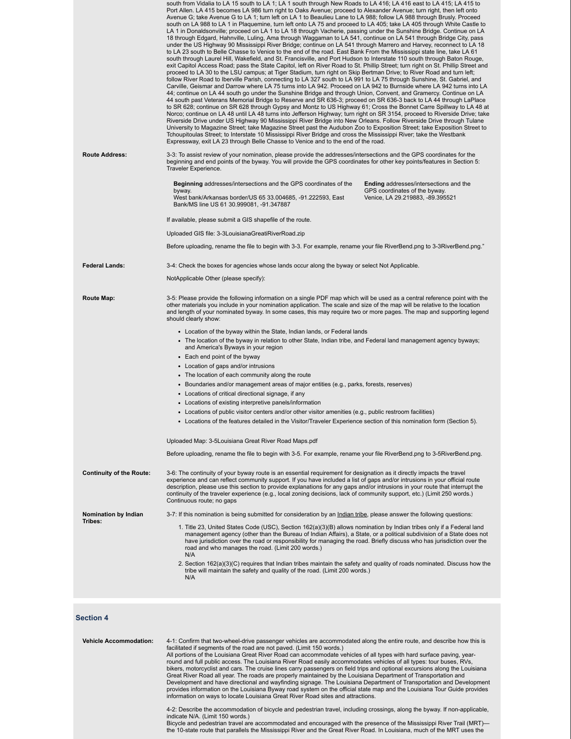south from Vidalia to LA 15 south to LA 1; LA 1 south through New Roads to LA 416; LA 416 east to LA 415; LA 415 to Port Allen. LA 415 becomes LA 986 turn right to Oaks Avenue; proceed to Alexander Avenue; turn right, then left onto Avenue G; take Avenue G to LA 1; turn left on LA 1 to Beaulieu Lane to LA 988; follow LA 988 through Brusly. Proceed south on LA 988 to LA 1 in Plaquemine, turn left onto LA 75 and proceed to LA 405; take LA 405 through White Castle to LA 1 in Donaldsonville; proceed on LA 1 to LA 18 through Vacherie, passing under the Sunshine Bridge. Continue on LA 18 through Edgard, Hahnville, Luling, Ama through Waggaman to LA 541, continue on LA 541 through Bridge City, pass under the US Highway 90 Mississippi River Bridge; continue on LA 541 through Marrero and Harvey, reconnect to LA 18 to LA 23 south to Belle Chasse to Venice to the end of the road. East Bank From the Mississippi state line, take LA 61 south through Laurel Hill, Wakefield, and St. Francisville, and Port Hudson to Interstate 110 south through Baton Rouge, exit Capitol Access Road; pass the State Capitol, left on River Road to St. Phillip Street; turn right on St. Phillip Street and proceed to LA 30 to the LSU campus; at Tiger Stadium, turn right on Skip Bertman Drive; to River Road and turn left; follow River Road to Iberville Parish, connecting to LA 327 south to LA 991 to LA 75 through Sunshine, St. Gabriel, and Carville, Geismar and Darrow where LA 75 turns into LA 942. Proceed on LA 942 to Burnside where LA 942 turns into LA 44; continue on LA 44 south go under the Sunshine Bridge and through Union, Convent, and Gramercy. Continue on LA 44 south past Veterans Memorial Bridge to Reserve and SR 636-3; proceed on SR 636-3 back to LA 44 through LaPlace to SR 628; continue on SR 628 through Gypsy and Montz to US Highway 61; Cross the Bonnet Carre Spillway to LA 48 at Norco; continue on LA 48 until LA 48 turns into Jefferson Highway; turn right on SR 3154, proceed to Riverside Drive; take Riverside Drive under US Highway 90 Mississippi River Bridge into New Orleans. Follow Riverside Drive through Tulane University to Magazine Street; take Magazine Street past the Audubon Zoo to Exposition Street; take Exposition Street to Tchoupitoulas Street; to Interstate 10 Mississippi River Bridge and cross the Mississippi River; take the Westbank Expressway, exit LA 23 through Belle Chasse to Venice and to the end of the road.

**Route Address:**

3-3: To assist review of your nomination, please provide the addresses/intersections and the GPS coordinates for the beginning and end points of the byway. You will provide the GPS coordinates for other key points/features in Section 5: Traveler Experience.

**Beginning** addresses/intersections and the GPS coordinates of the byway.
West bank/Arkansas border/US 65 33.004685, -91.222593, East Bank/MS line US 61 30.999081, -91.347887

**Ending** addresses/intersections and the GPS coordinates of the byway.
Venice, LA 29.219883, -89.395521

If available, please submit a GIS shapefile of the route.

Uploaded GIS file: 3-3LouisianaGreatiRiverRoad.zip

Before uploading, rename the file to begin with 3-3. For example, rename your file RiverBend.png to 3-3RiverBend.png."

**Federal Lands:**

3-4: Check the boxes for agencies whose lands occur along the byway or select Not Applicable.

NotApplicable Other (please specify):

**Route Map:**

3-5: Please provide the following information on a single PDF map which will be used as a central reference point with the other materials you include in your nomination application. The scale and size of the map will be relative to the location and length of your nominated byway. In some cases, this may require two or more pages. The map and supporting legend should clearly show:

- Location of the byway within the State, Indian lands, or Federal lands
- The location of the byway in relation to other State, Indian tribe, and Federal land management agency byways; and America's Byways in your region
- Each end point of the byway
- Location of gaps and/or intrusions
- The location of each community along the route
- Boundaries and/or management areas of major entities (e.g., parks, forests, reserves)
- Locations of critical directional signage, if any
- Locations of existing interpretive panels/information
- Locations of public visitor centers and/or other visitor amenities (e.g., public restroom facilities)
- Locations of the features detailed in the Visitor/Traveler Experience section of this nomination form (Section 5).

Uploaded Map: 3-5Louisiana Great River Road Maps.pdf

Before uploading, rename the file to begin with 3-5. For example, rename your file RiverBend.png to 3-5RiverBend.png.

**Continuity of the Route:**

3-6: The continuity of your byway route is an essential requirement for designation as it directly impacts the travel experience and can reflect community support. If you have included a list of gaps and/or intrusions in your official route description, please use this section to provide explanations for any gaps and/or intrusions in your route that interrupt the continuity of the traveler experience (e.g., local zoning decisions, lack of community support, etc.) (Limit 250 words.)
Continuous route; no gaps

**Nomination by Indian Tribes:**

3-7: If this nomination is being submitted for consideration by an Indian tribe, please answer the following questions:

1. Title 23, United States Code (USC), Section 162(a)(3)(B) allows nomination by Indian tribes only if a Federal land management agency (other than the Bureau of Indian Affairs), a State, or a political subdivision of a State does not have jurisdiction over the road or responsibility for managing the road. Briefly discuss who has jurisdiction over the road and who manages the road. (Limit 200 words.)
   N/A
2. Section 162(a)(3)(C) requires that Indian tribes maintain the safety and quality of roads nominated. Discuss how the tribe will maintain the safety and quality of the road. (Limit 200 words.)
   N/A

## Section 4

**Vehicle Accommodation:**

4-1: Confirm that two-wheel-drive passenger vehicles are accommodated along the entire route, and describe how this is facilitated if segments of the road are not paved. (Limit 150 words.)
All portions of the Louisiana Great River Road can accommodate vehicles of all types with hard surface paving, year-round and full public access. The Louisiana River Road easily accommodates vehicles of all types: tour buses, RVs, bikers, motorcyclist and cars. The cruise lines carry passengers on field trips and optional excursions along the Louisiana Great River Road all year. The roads are properly maintained by the Louisiana Department of Transportation and Development and have directional and wayfinding signage. The Louisiana Department of Transportation and Development provides information on the Louisiana Byway road system on the official state map and the Louisiana Tour Guide provides information on ways to locate Louisiana Great River Road sites and attractions.

4-2: Describe the accommodation of bicycle and pedestrian travel, including crossings, along the byway. If non-applicable, indicate N/A. (Limit 150 words.)
Bicycle and pedestrian travel are accommodated and encouraged with the presence of the Mississippi River Trail (MRT)—the 10-state route that parallels the Mississippi River and the Great River Road. In Louisiana, much of the MRT uses the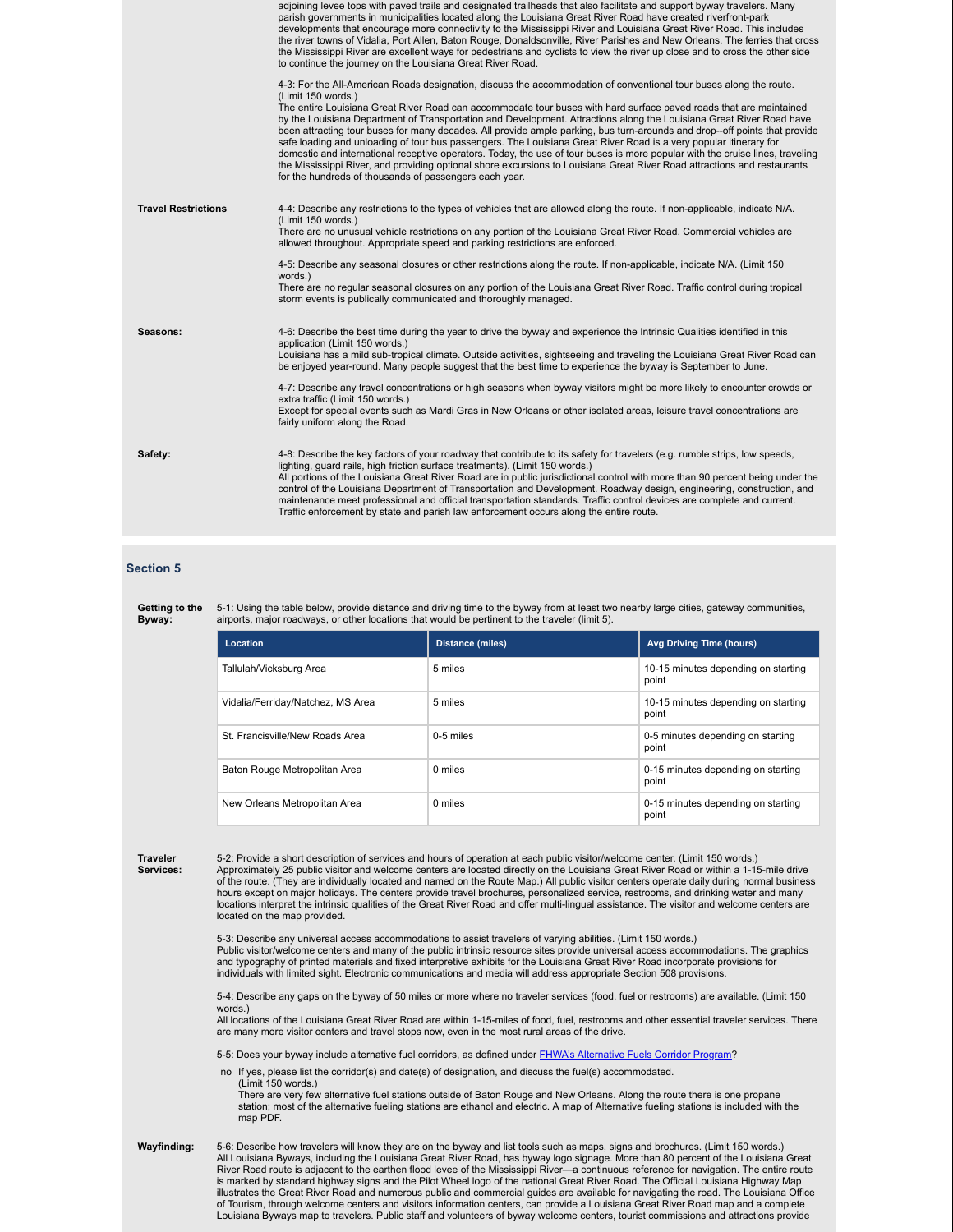adjoining levee tops with paved trails and designated trailheads that also facilitate and support byway travelers. Many parish governments in municipalities located along the Louisiana Great River Road have created riverfront-park developments that encourage more connectivity to the Mississippi River and Louisiana Great River Road. This includes the river towns of Vidalia, Port Allen, Baton Rouge, Donaldsonville, River Parishes and New Orleans. The ferries that cross the Mississippi River are excellent ways for pedestrians and cyclists to view the river up close and to cross the other side to continue the journey on the Louisiana Great River Road.

4-3: For the All-American Roads designation, discuss the accommodation of conventional tour buses along the route. (Limit 150 words.)
The entire Louisiana Great River Road can accommodate tour buses with hard surface paved roads that are maintained by the Louisiana Department of Transportation and Development. Attractions along the Louisiana Great River Road have been attracting tour buses for many decades. All provide ample parking, bus turn-arounds and drop--off points that provide safe loading and unloading of tour bus passengers. The Louisiana Great River Road is a very popular itinerary for domestic and international receptive operators. Today, the use of tour buses is more popular with the cruise lines, traveling the Mississippi River, and providing optional shore excursions to Louisiana Great River Road attractions and restaurants for the hundreds of thousands of passengers each year.

**Travel Restrictions**

4-4: Describe any restrictions to the types of vehicles that are allowed along the route. If non-applicable, indicate N/A. (Limit 150 words.)
There are no unusual vehicle restrictions on any portion of the Louisiana Great River Road. Commercial vehicles are allowed throughout. Appropriate speed and parking restrictions are enforced.

4-5: Describe any seasonal closures or other restrictions along the route. If non-applicable, indicate N/A. (Limit 150 words.)
There are no regular seasonal closures on any portion of the Louisiana Great River Road. Traffic control during tropical storm events is publically communicated and thoroughly managed.

**Seasons:**

4-6: Describe the best time during the year to drive the byway and experience the Intrinsic Qualities identified in this application (Limit 150 words.)
Louisiana has a mild sub-tropical climate. Outside activities, sightseeing and traveling the Louisiana Great River Road can be enjoyed year-round. Many people suggest that the best time to experience the byway is September to June.

4-7: Describe any travel concentrations or high seasons when byway visitors might be more likely to encounter crowds or extra traffic (Limit 150 words.)
Except for special events such as Mardi Gras in New Orleans or other isolated areas, leisure travel concentrations are fairly uniform along the Road.

**Safety:**

4-8: Describe the key factors of your roadway that contribute to its safety for travelers (e.g. rumble strips, low speeds, lighting, guard rails, high friction surface treatments). (Limit 150 words.)
All portions of the Louisiana Great River Road are in public jurisdictional control with more than 90 percent being under the control of the Louisiana Department of Transportation and Development. Roadway design, engineering, construction, and maintenance meet professional and official transportation standards. Traffic control devices are complete and current. Traffic enforcement by state and parish law enforcement occurs along the entire route.

## Section 5

**Getting to the Byway:**

5-1: Using the table below, provide distance and driving time to the byway from at least two nearby large cities, gateway communities, airports, major roadways, or other locations that would be pertinent to the traveler (limit 5).

| Location | Distance (miles) | Avg Driving Time (hours) |
|---|---|---|
| Tallulah/Vicksburg Area | 5 miles | 10-15 minutes depending on starting point |
| Vidalia/Ferriday/Natchez, MS Area | 5 miles | 10-15 minutes depending on starting point |
| St. Francisville/New Roads Area | 0-5 miles | 0-5 minutes depending on starting point |
| Baton Rouge Metropolitan Area | 0 miles | 0-15 minutes depending on starting point |
| New Orleans Metropolitan Area | 0 miles | 0-15 minutes depending on starting point |

**Traveler Services:**

5-2: Provide a short description of services and hours of operation at each public visitor/welcome center. (Limit 150 words.)
Approximately 25 public visitor and welcome centers are located directly on the Louisiana Great River Road or within a 1-15-mile drive of the route. (They are individually located and named on the Route Map.) All public visitor centers operate daily during normal business hours except on major holidays. The centers provide travel brochures, personalized service, restrooms, and drinking water and many locations interpret the intrinsic qualities of the Great River Road and offer multi-lingual assistance. The visitor and welcome centers are located on the map provided.

5-3: Describe any universal access accommodations to assist travelers of varying abilities. (Limit 150 words.)
Public visitor/welcome centers and many of the public intrinsic resource sites provide universal access accommodations. The graphics and typography of printed materials and fixed interpretive exhibits for the Louisiana Great River Road incorporate provisions for individuals with limited sight. Electronic communications and media will address appropriate Section 508 provisions.

5-4: Describe any gaps on the byway of 50 miles or more where no traveler services (food, fuel or restrooms) are available. (Limit 150 words.)
All locations of the Louisiana Great River Road are within 1-15-miles of food, fuel, restrooms and other essential traveler services. There are many more visitor centers and travel stops now, even in the most rural areas of the drive.

5-5: Does your byway include alternative fuel corridors, as defined under FHWA's Alternative Fuels Corridor Program?

no If yes, please list the corridor(s) and date(s) of designation, and discuss the fuel(s) accommodated. (Limit 150 words.)
There are very few alternative fuel stations outside of Baton Rouge and New Orleans. Along the route there is one propane station; most of the alternative fueling stations are ethanol and electric. A map of Alternative fueling stations is included with the map PDF.

**Wayfinding:**

5-6: Describe how travelers will know they are on the byway and list tools such as maps, signs and brochures. (Limit 150 words.)
All Louisiana Byways, including the Louisiana Great River Road, has byway logo signage. More than 80 percent of the Louisiana Great River Road route is adjacent to the earthen flood levee of the Mississippi River—a continuous reference for navigation. The entire route is marked by standard highway signs and the Pilot Wheel logo of the national Great River Road. The Official Louisiana Highway Map illustrates the Great River Road and numerous public and commercial guides are available for navigating the road. The Louisiana Office of Tourism, through welcome centers and visitors information centers, can provide a Louisiana Great River Road map and a complete Louisiana Byways map to travelers. Public staff and volunteers of byway welcome centers, tourist commissions and attractions provide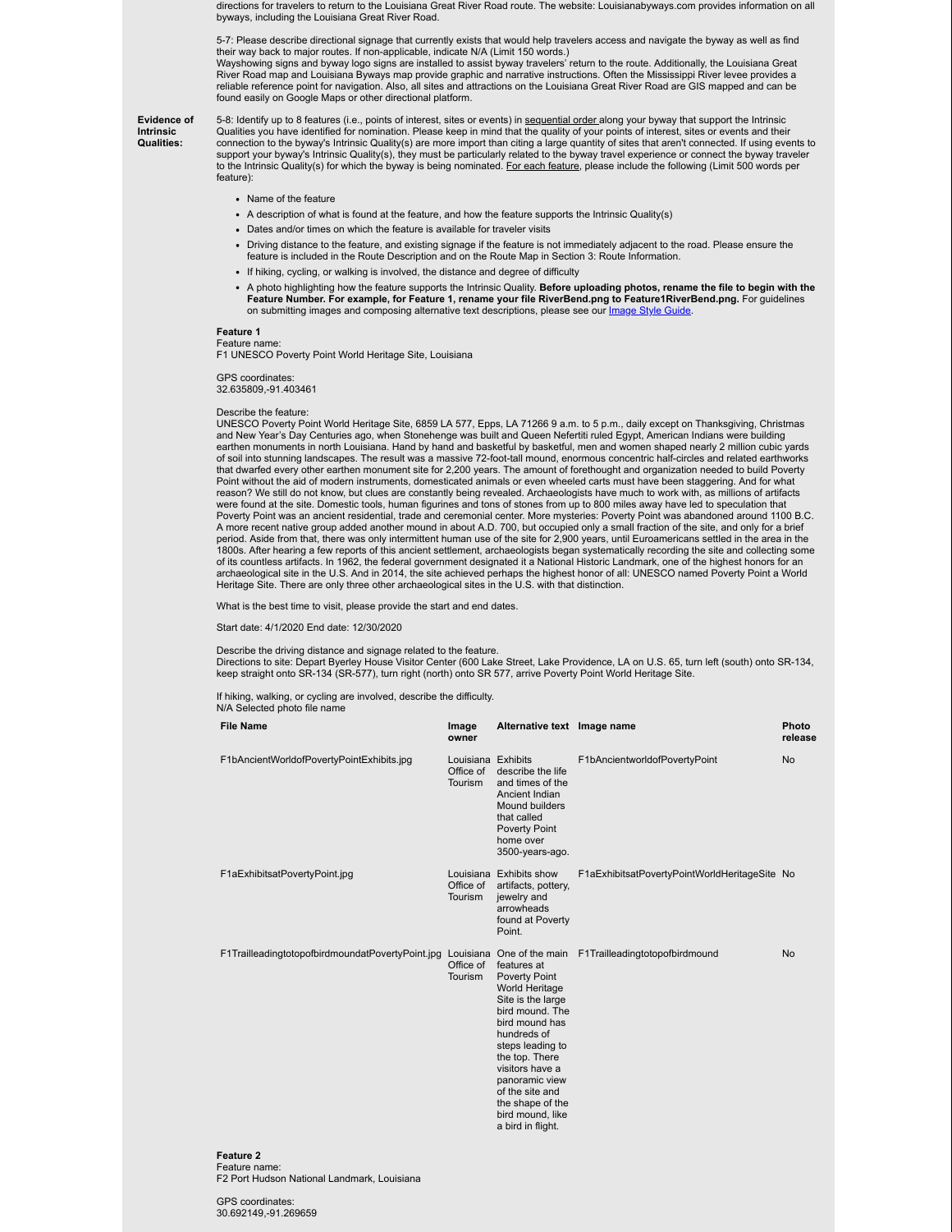directions for travelers to return to the Louisiana Great River Road route. The website: Louisianabyways.com provides information on all byways, including the Louisiana Great River Road.

5-7: Please describe directional signage that currently exists that would help travelers access and navigate the byway as well as find their way back to major routes. If non-applicable, indicate N/A (Limit 150 words.)
Wayshowing signs and byway logo signs are installed to assist byway travelers' return to the route. Additionally, the Louisiana Great River Road map and Louisiana Byways map provide graphic and narrative instructions. Often the Mississippi River levee provides a reliable reference point for navigation. Also, all sites and attractions on the Louisiana Great River Road are GIS mapped and can be found easily on Google Maps or other directional platform.

**Evidence of Intrinsic Qualities:**

5-8: Identify up to 8 features (i.e., points of interest, sites or events) in sequential order along your byway that support the Intrinsic Qualities you have identified for nomination. Please keep in mind that the quality of your points of interest, sites or events and their connection to the byway's Intrinsic Quality(s) are more import than citing a large quantity of sites that aren't connected. If using events to support your byway's Intrinsic Quality(s), they must be particularly related to the byway travel experience or connect the byway traveler to the Intrinsic Quality(s) for which the byway is being nominated. For each feature, please include the following (Limit 500 words per feature):

- Name of the feature
- A description of what is found at the feature, and how the feature supports the Intrinsic Quality(s)
- Dates and/or times on which the feature is available for traveler visits
- Driving distance to the feature, and existing signage if the feature is not immediately adjacent to the road. Please ensure the feature is included in the Route Description and on the Route Map in Section 3: Route Information.
- If hiking, cycling, or walking is involved, the distance and degree of difficulty
- A photo highlighting how the feature supports the Intrinsic Quality. **Before uploading photos, rename the file to begin with the Feature Number. For example, for Feature 1, rename your file RiverBend.png to Feature1RiverBend.png.** For guidelines on submitting images and composing alternative text descriptions, please see our Image Style Guide.

**Feature 1**
Feature name:
F1 UNESCO Poverty Point World Heritage Site, Louisiana

GPS coordinates:
32.635809,-91.403461

Describe the feature:
UNESCO Poverty Point World Heritage Site, 6859 LA 577, Epps, LA 71266 9 a.m. to 5 p.m., daily except on Thanksgiving, Christmas and New Year's Day Centuries ago, when Stonehenge was built and Queen Nefertiti ruled Egypt, American Indians were building earthen monuments in north Louisiana. Hand by hand and basketful by basketful, men and women shaped nearly 2 million cubic yards of soil into stunning landscapes. The result was a massive 72-foot-tall mound, enormous concentric half-circles and related earthworks that dwarfed every other earthen monument site for 2,200 years. The amount of forethought and organization needed to build Poverty Point without the aid of modern instruments, domesticated animals or even wheeled carts must have been staggering. And for what reason? We still do not know, but clues are constantly being revealed. Archaeologists have much to work with, as millions of artifacts were found at the site. Domestic tools, human figurines and tons of stones from up to 800 miles away have led to speculation that Poverty Point was an ancient residential, trade and ceremonial center. More mysteries: Poverty Point was abandoned around 1100 B.C. A more recent native group added another mound in about A.D. 700, but occupied only a small fraction of the site, and only for a brief period. Aside from that, there was only intermittent human use of the site for 2,900 years, until Euroamericans settled in the area in the 1800s. After hearing a few reports of this ancient settlement, archaeologists began systematically recording the site and collecting some of its countless artifacts. In 1962, the federal government designated it a National Historic Landmark, one of the highest honors for an archaeological site in the U.S. And in 2014, the site achieved perhaps the highest honor of all: UNESCO named Poverty Point a World Heritage Site. There are only three other archaeological sites in the U.S. with that distinction.

What is the best time to visit, please provide the start and end dates.

Start date: 4/1/2020 End date: 12/30/2020

Describe the driving distance and signage related to the feature.
Directions to site: Depart Byerley House Visitor Center (600 Lake Street, Lake Providence, LA on U.S. 65, turn left (south) onto SR-134, keep straight onto SR-134 (SR-577), turn right (north) onto SR 577, arrive Poverty Point World Heritage Site.

If hiking, walking, or cycling are involved, describe the difficulty.
N/A Selected photo file name

| File Name | Image owner | Alternative text | Image name | Photo release |
|---|---|---|---|---|
| F1bAncientWorldofPovertyPointExhibits.jpg | Louisiana Office of Tourism | Exhibits describe the life and times of the Ancient Indian Mound builders that called Poverty Point home over 3500-years-ago. | F1bAncientworldofPovertyPoint | No |
| F1aExhibitsatPovertyPoint.jpg | Louisiana Office of Tourism | Exhibits show artifacts, pottery, jewelry and arrowheads found at Poverty Point. | F1aExhibitsatPovertyPointWorldHeritageSite | No |
| F1TrailleadingtotopofbirdmoundatPovertyPoint.jpg | Louisiana Office of Tourism | One of the main features at Poverty Point World Heritage Site is the large bird mound. The bird mound has hundreds of steps leading to the top. There visitors have a panoramic view of the site and the shape of the bird mound, like a bird in flight. | F1Trailleadingtotopofbirdmound | No |

**Feature 2**
Feature name:
F2 Port Hudson National Landmark, Louisiana

GPS coordinates:
30.692149,-91.269659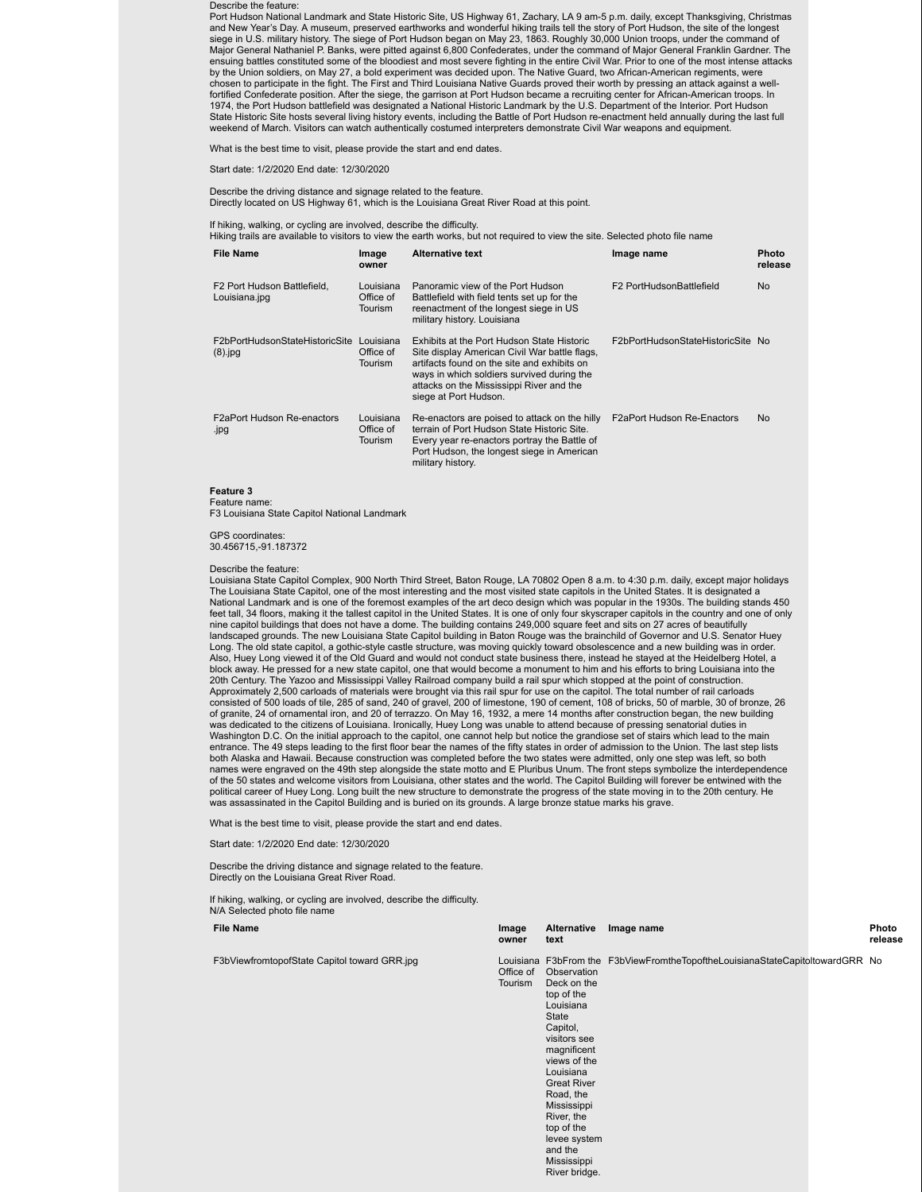Describe the feature:
Port Hudson National Landmark and State Historic Site, US Highway 61, Zachary, LA 9 am-5 p.m. daily, except Thanksgiving, Christmas and New Year's Day. A museum, preserved earthworks and wonderful hiking trails tell the story of Port Hudson, the site of the longest siege in U.S. military history. The siege of Port Hudson began on May 23, 1863. Roughly 30,000 Union troops, under the command of Major General Nathaniel P. Banks, were pitted against 6,800 Confederates, under the command of Major General Franklin Gardner. The ensuing battles constituted some of the bloodiest and most severe fighting in the entire Civil War. Prior to one of the most intense attacks by the Union soldiers, on May 27, a bold experiment was decided upon. The Native Guard, two African-American regiments, were chosen to participate in the fight. The First and Third Louisiana Native Guards proved their worth by pressing an attack against a well-fortified Confederate position. After the siege, the garrison at Port Hudson became a recruiting center for African-American troops. In 1974, the Port Hudson battlefield was designated a National Historic Landmark by the U.S. Department of the Interior. Port Hudson State Historic Site hosts several living history events, including the Battle of Port Hudson re-enactment held annually during the last full weekend of March. Visitors can watch authentically costumed interpreters demonstrate Civil War weapons and equipment.

What is the best time to visit, please provide the start and end dates.

Start date: 1/2/2020 End date: 12/30/2020

Describe the driving distance and signage related to the feature.
Directly located on US Highway 61, which is the Louisiana Great River Road at this point.

If hiking, walking, or cycling are involved, describe the difficulty.
Hiking trails are available to visitors to view the earth works, but not required to view the site. Selected photo file name

| File Name | Image owner | Alternative text | Image name | Photo release |
|---|---|---|---|---|
| F2 Port Hudson Battlefield, Louisiana.jpg | Louisiana Office of Tourism | Panoramic view of the Port Hudson Battlefield with field tents set up for the reenactment of the longest siege in US military history. Louisiana | F2 PortHudsonBattlefield | No |
| F2bPortHudsonStateHistoricSite (8).jpg | Louisiana Office of Tourism | Exhibits at the Port Hudson State Historic Site display American Civil War battle flags, artifacts found on the site and exhibits on ways in which soldiers survived during the attacks on the Mississippi River and the siege at Port Hudson. | F2bPortHudsonStateHistoricSite | No |
| F2aPort Hudson Re-enactors .jpg | Louisiana Office of Tourism | Re-enactors are poised to attack on the hilly terrain of Port Hudson State Historic Site. Every year re-enactors portray the Battle of Port Hudson, the longest siege in American military history. | F2aPort Hudson Re-Enactors | No |

**Feature 3**
Feature name:
F3 Louisiana State Capitol National Landmark

GPS coordinates:
30.456715,-91.187372

Describe the feature:
Louisiana State Capitol Complex, 900 North Third Street, Baton Rouge, LA 70802 Open 8 a.m. to 4:30 p.m. daily, except major holidays The Louisiana State Capitol, one of the most interesting and the most visited state capitols in the United States. It is designated a National Landmark and is one of the foremost examples of the art deco design which was popular in the 1930s. The building stands 450 feet tall, 34 floors, making it the tallest capitol in the United States. It is one of only four skyscraper capitols in the country and one of only nine capitol buildings that does not have a dome. The building contains 249,000 square feet and sits on 27 acres of beautifully landscaped grounds. The new Louisiana State Capitol building in Baton Rouge was the brainchild of Governor and U.S. Senator Huey Long. The old state capitol, a gothic-style castle structure, was moving quickly toward obsolescence and a new building was in order. Also, Huey Long viewed it of the Old Guard and would not conduct state business there, instead he stayed at the Heidelberg Hotel, a block away. He pressed for a new state capitol, one that would become a monument to him and his efforts to bring Louisiana into the 20th Century. The Yazoo and Mississippi Valley Railroad company build a rail spur which stopped at the point of construction. Approximately 2,500 carloads of materials were brought via this rail spur for use on the capitol. The total number of rail carloads consisted of 500 loads of tile, 285 of sand, 240 of gravel, 200 of limestone, 190 of cement, 108 of bricks, 50 of marble, 30 of bronze, 26 of granite, 24 of ornamental iron, and 20 of terrazzo. On May 16, 1932, a mere 14 months after construction began, the new building was dedicated to the citizens of Louisiana. Ironically, Huey Long was unable to attend because of pressing senatorial duties in Washington D.C. On the initial approach to the capitol, one cannot help but notice the grandiose set of stairs which lead to the main entrance. The 49 steps leading to the first floor bear the names of the fifty states in order of admission to the Union. The last step lists both Alaska and Hawaii. Because construction was completed before the two states were admitted, only one step was left, so both names were engraved on the 49th step alongside the state motto and E Pluribus Unum. The front steps symbolize the interdependence of the 50 states and welcome visitors from Louisiana, other states and the world. The Capitol Building will forever be entwined with the political career of Huey Long. Long built the new structure to demonstrate the progress of the state moving in to the 20th century. He was assassinated in the Capitol Building and is buried on its grounds. A large bronze statue marks his grave.

What is the best time to visit, please provide the start and end dates.

Start date: 1/2/2020 End date: 12/30/2020

Describe the driving distance and signage related to the feature.
Directly on the Louisiana Great River Road.

If hiking, walking, or cycling are involved, describe the difficulty.
N/A Selected photo file name

| File Name | Image owner | Alternative text | Image name | Photo release |
|---|---|---|---|---|
| F3bViewfromtopofState Capitol toward GRR.jpg | Louisiana Office of Tourism | F3bFrom the Observation Deck on the top of the Louisiana State Capitol, visitors see magnificent views of the Louisiana Great River Road, the Mississippi River, the top of the levee system and the Mississippi River bridge. | F3bViewFromtheTopoftheLouisianaStateCapitoltowardGRR | No |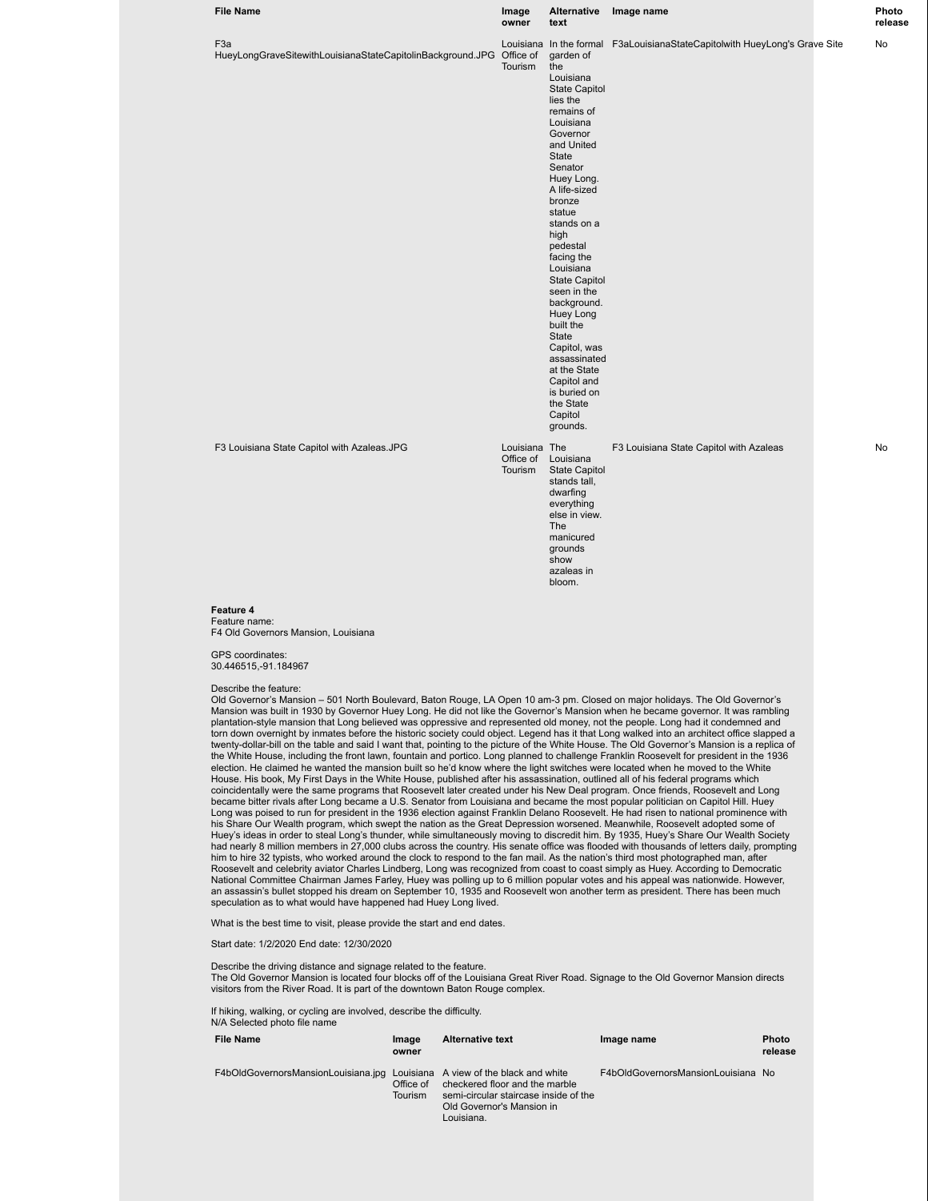| File Name | Image owner | Alternative text | Image name | Photo release |
|---|---|---|---|---|
| F3a HueyLongGraveSitewithLouisianaStateCapitolinBackground.JPG | Louisiana Office of Tourism | In the formal garden of the Louisiana State Capitol lies the remains of Louisiana Governor and United State Senator Huey Long. A life-sized bronze statue stands on a high pedestal facing the Louisiana State Capitol seen in the background. Huey Long built the State Capitol, was assassinated at the State Capitol and is buried on the State Capitol grounds. | F3aLouisianaStateCapitolwith HueyLong's Grave Site | No |
| F3 Louisiana State Capitol with Azaleas.JPG | Louisiana Office of Tourism | The Louisiana State Capitol stands tall, dwarfing everything else in view. The manicured grounds shows azaleas in bloom. | F3 Louisiana State Capitol with Azaleas | No |

**Feature 4**
Feature name:
F4 Old Governors Mansion, Louisiana

GPS coordinates:
30.446515,-91.184967

Describe the feature:
Old Governor's Mansion – 501 North Boulevard, Baton Rouge, LA Open 10 am-3 pm. Closed on major holidays. The Old Governor's Mansion was built in 1930 by Governor Huey Long. He did not like the Governor's Mansion when he became governor. It was rambling plantation-style mansion that Long believed was oppressive and represented old money, not the people. Long had it condemned and torn down overnight by inmates before the historic society could object. Legend has it that Long walked into an architect office slapped a twenty-dollar-bill on the table and said I want that, pointing to the picture of the White House. The Old Governor's Mansion is a replica of the White House, including the front lawn, fountain and portico. Long planned to challenge Franklin Roosevelt for president in the 1936 election. He claimed he wanted the mansion built so he'd know where the light switches were located when he moved to the White House. His book, My First Days in the White House, published after his assassination, outlined all of his federal programs which coincidentally were the same programs that Roosevelt later created under his New Deal program. Once friends, Roosevelt and Long became bitter rivals after Long became a U.S. Senator from Louisiana and became the most popular politician on Capitol Hill. Huey Long was poised to run for president in the 1936 election against Franklin Delano Roosevelt. He had risen to national prominence with his Share Our Wealth program, which swept the nation as the Great Depression worsened. Meanwhile, Roosevelt adopted some of Huey's ideas in order to steal Long's thunder, while simultaneously moving to discredit him. By 1935, Huey's Share Our Wealth Society had nearly 8 million members in 27,000 clubs across the country. His senate office was flooded with thousands of letters daily, prompting him to hire 32 typists, who worked around the clock to respond to the fan mail. As the nation's third most photographed man, after Roosevelt and celebrity aviator Charles Lindberg, Long was recognized from coast to coast simply as Huey. According to Democratic National Committee Chairman James Farley, Huey was polling up to 6 million popular votes and his appeal was nationwide. However, an assassin's bullet stopped his dream on September 10, 1935 and Roosevelt won another term as president. There has been much speculation as to what would have happened had Huey Long lived.

What is the best time to visit, please provide the start and end dates.

Start date: 1/2/2020 End date: 12/30/2020

Describe the driving distance and signage related to the feature.
The Old Governor Mansion is located four blocks off of the Louisiana Great River Road. Signage to the Old Governor Mansion directs visitors from the River Road. It is part of the downtown Baton Rouge complex.

If hiking, walking, or cycling are involved, describe the difficulty.
N/A Selected photo file name

| File Name | Image owner | Alternative text | Image name | Photo release |
|---|---|---|---|---|
| F4bOldGovernorsMansionLouisiana.jpg | Louisiana Office of Tourism | A view of the black and white checkered floor and the marble semi-circular staircase inside of the Old Governor's Mansion in Louisiana. | F4bOldGovernorsMansionLouisiana | No |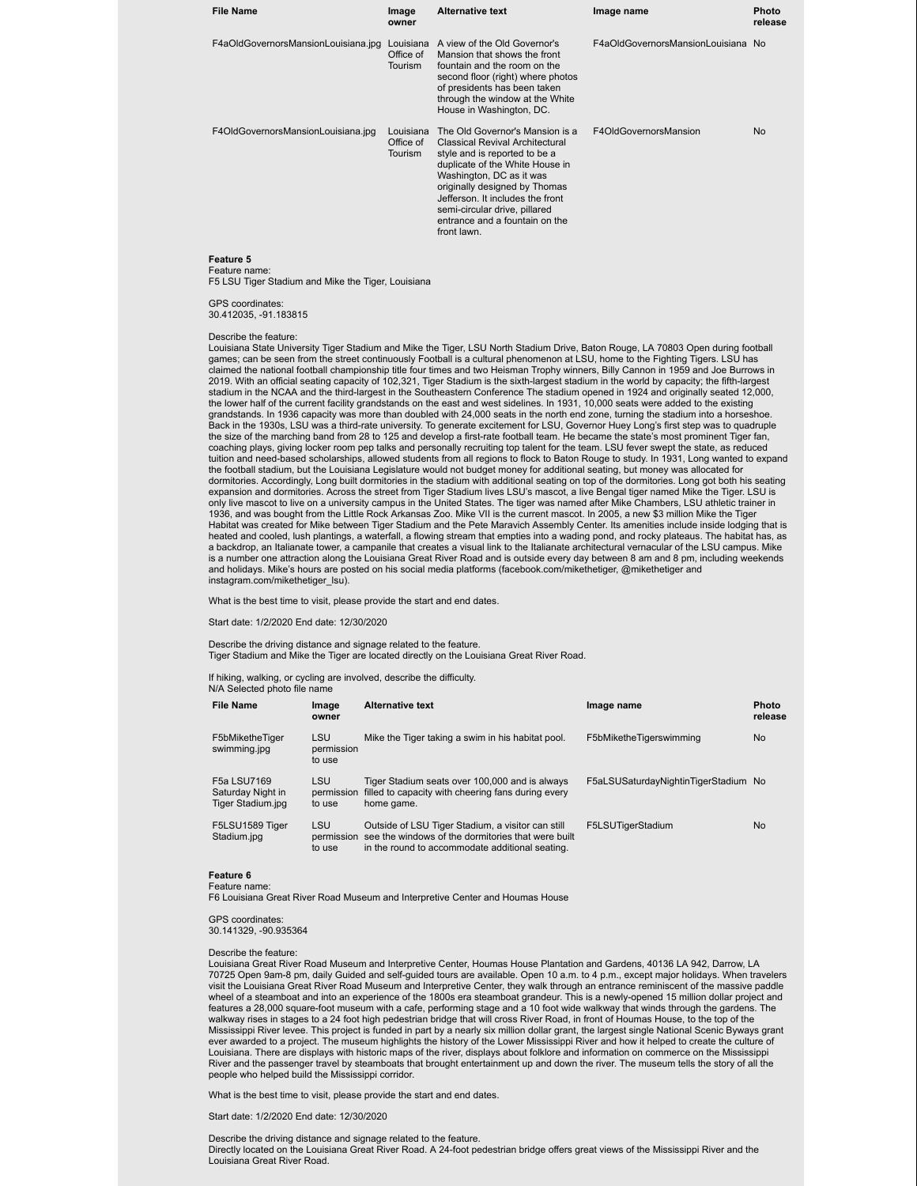| File Name | Image owner | Alternative text | Image name | Photo release |
|---|---|---|---|---|
| F4aOldGovernorsMansionLouisiana.jpg | Louisiana Office of Tourism | A view of the Old Governor's Mansion that shows the front fountain and the room on the second floor (right) where photos of presidents has been taken through the window at the White House in Washington, DC. | F4aOldGovernorsMansionLouisiana | No |
| F4OldGovernorsMansionLouisiana.jpg | Louisiana Office of Tourism | The Old Governor's Mansion is a Classical Revival Architectural style and is reported to be a duplicate of the White House in Washington, DC as it was originally designed by Thomas Jefferson. It includes the front semi-circular drive, pillared entrance and a fountain on the front lawn. | F4OldGovernorsMansion | No |

**Feature 5**
Feature name:
F5 LSU Tiger Stadium and Mike the Tiger, Louisiana

GPS coordinates:
30.412035, -91.183815

Describe the feature:
Louisiana State University Tiger Stadium and Mike the Tiger, LSU North Stadium Drive, Baton Rouge, LA 70803 Open during football games; can be seen from the street continuously Football is a cultural phenomenon at LSU, home to the Fighting Tigers. LSU has claimed the national football championship title four times and two Heisman Trophy winners, Billy Cannon in 1959 and Joe Burrows in 2019. With an official seating capacity of 102,321, Tiger Stadium is the sixth-largest stadium in the world by capacity; the fifth-largest stadium in the NCAA and the third-largest in the Southeastern Conference The stadium opened in 1924 and originally seated 12,000, the lower half of the current facility grandstands on the east and west sidelines. In 1931, 10,000 seats were added to the existing grandstands. In 1936 capacity was more than doubled with 24,000 seats in the north end zone, turning the stadium into a horseshoe. Back in the 1930s, LSU was a third-rate university. To generate excitement for LSU, Governor Huey Long's first step was to quadruple the size of the marching band from 28 to 125 and develop a first-rate football team. He became the state's most prominent Tiger fan, coaching plays, giving locker room pep talks and personally recruiting top talent for the team. LSU fever swept the state, as reduced tuition and need-based scholarships, allowed students from all regions to flock to Baton Rouge to study. In 1931, Long wanted to expand the football stadium, but the Louisiana Legislature would not budget money for additional seating, but money was allocated for dormitories. Accordingly, Long built dormitories in the stadium with additional seating on top of the dormitories. Long got both his seating expansion and dormitories. Across the street from Tiger Stadium lives LSU's mascot, a live Bengal tiger named Mike the Tiger. LSU is only live mascot to live on a university campus in the United States. The tiger was named after Mike Chambers, LSU athletic trainer in 1936, and was bought from the Little Rock Arkansas Zoo. Mike VII is the current mascot. In 2005, a new $3 million Mike the Tiger Habitat was created for Mike between Tiger Stadium and the Pete Maravich Assembly Center. Its amenities include inside lodging that is heated and cooled, lush plantings, a waterfall, a flowing stream that empties into a wading pond, and rocky plateaus. The habitat has, as a backdrop, an Italianate tower, a campanile that creates a visual link to the Italianate architectural vernacular of the LSU campus. Mike is a number one attraction along the Louisiana Great River Road and is outside every day between 8 am and 8 pm, including weekends and holidays. Mike's hours are posted on his social media platforms (facebook.com/mikethetiger, @mikethetiger and instagram.com/mikethetiger_lsu).

What is the best time to visit, please provide the start and end dates.

Start date: 1/2/2020 End date: 12/30/2020

Describe the driving distance and signage related to the feature.
Tiger Stadium and Mike the Tiger are located directly on the Louisiana Great River Road.

If hiking, walking, or cycling are involved, describe the difficulty.
N/A Selected photo file name

| File Name | Image owner | Alternative text | Image name | Photo release |
|---|---|---|---|---|
| F5bMiketheTiger swimming.jpg | LSU permission to use | Mike the Tiger taking a swim in his habitat pool. | F5bMiketheTigerswimming | No |
| F5a LSU7169 Saturday Night in Tiger Stadium.jpg | LSU permission to use | Tiger Stadium seats over 100,000 and is always filled to capacity with cheering fans during every home game. | F5aLSUSaturdayNightinTigerStadium | No |
| F5LSU1589 Tiger Stadium.jpg | LSU permission to use | Outside of LSU Tiger Stadium, a visitor can still see the windows of the dormitories that were built in the round to accommodate additional seating. | F5LSUTigerStadium | No |

**Feature 6**
Feature name:
F6 Louisiana Great River Road Museum and Interpretive Center and Houmas House

GPS coordinates:
30.141329, -90.935364

Describe the feature:
Louisiana Great River Road Museum and Interpretive Center, Houmas House Plantation and Gardens, 40136 LA 942, Darrow, LA 70725 Open 9am-8 pm, daily Guided and self-guided tours are available. Open 10 a.m. to 4 p.m., except major holidays. When travelers visit the Louisiana Great River Road Museum and Interpretive Center, they walk through an entrance reminiscent of the massive paddle wheel of a steamboat and into an experience of the 1800s era steamboat grandeur. This is a newly-opened 15 million dollar project and features a 28,000 square-foot museum with a cafe, performing stage and a 10 foot wide walkway that winds through the gardens. The walkway rises in stages to a 24 foot high pedestrian bridge that will cross River Road, in front of Houmas House, to the top of the Mississippi River levee. This project is funded in part by a nearly six million dollar grant, the largest single National Scenic Byways grant ever awarded to a project. The museum highlights the history of the Lower Mississippi River and how it helped to create the culture of Louisiana. There are displays with historic maps of the river, displays about folklore and information on commerce on the Mississippi River and the passenger travel by steamboats that brought entertainment up and down the river. The museum tells the story of all the people who helped build the Mississippi corridor.

What is the best time to visit, please provide the start and end dates.

Start date: 1/2/2020 End date: 12/30/2020

Describe the driving distance and signage related to the feature.
Directly located on the Louisiana Great River Road. A 24-foot pedestrian bridge offers great views of the Mississippi River and the Louisiana Great River Road.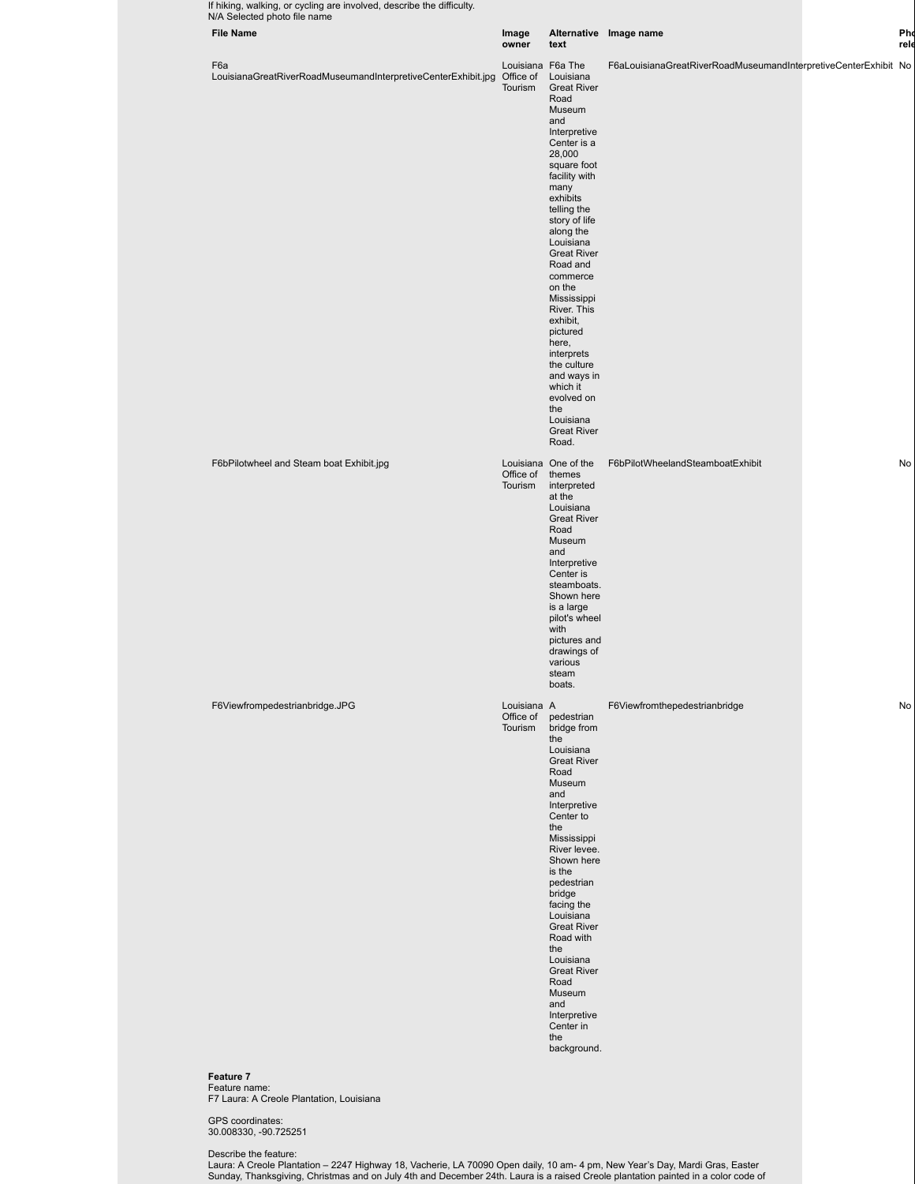If hiking, walking, or cycling are involved, describe the difficulty.
N/A Selected photo file name

| File Name | Image owner | Alternative text | Image name | Pho rele |
|---|---|---|---|---|
| F6a LouisianaGreatRiverRoadMuseumandInterpretiveCenterExhibit.jpg | Louisiana Office of Tourism | F6a The Louisiana Great River Road Museum and Interpretive Center is a 28,000 square foot facility with many exhibits telling the story of life along the Louisiana Great River Road and commerce on the Mississippi River. This exhibit, pictured here, interprets the culture and ways in which it evolved on the Louisiana Great River Road. | F6aLouisianaGreatRiverRoadMuseumandInterpretiveCenterExhibit | No |
| F6bPilotwheel and Steam boat Exhibit.jpg | Louisiana Office of Tourism | One of the themes interpreted at the Louisiana Great River Road Museum and Interpretive Center is steamboats. Shown here is a large pilot's wheel with pictures and drawings of various steam boats. | F6bPilotWheelandSteamboatExhibit | No |
| F6Viewfrompedestrianbridge.JPG | Louisiana Office of Tourism | A pedestrian bridge from the Louisiana Great River Road Museum and Interpretive Center to the Mississippi River levee. Shown here is the pedestrian bridge facing the Louisiana Great River Road with the Louisiana Great River Road Museum and Interpretive Center in the background. | F6Viewfromthepedestrianbridge | No |

**Feature 7**
Feature name:
F7 Laura: A Creole Plantation, Louisiana

GPS coordinates:
30.008330, -90.725251

Describe the feature:
Laura: A Creole Plantation – 2247 Highway 18, Vacherie, LA 70090 Open daily, 10 am- 4 pm, New Year's Day, Mardi Gras, Easter Sunday, Thanksgiving, Christmas and on July 4th and December 24th. Laura is a raised Creole plantation painted in a color code of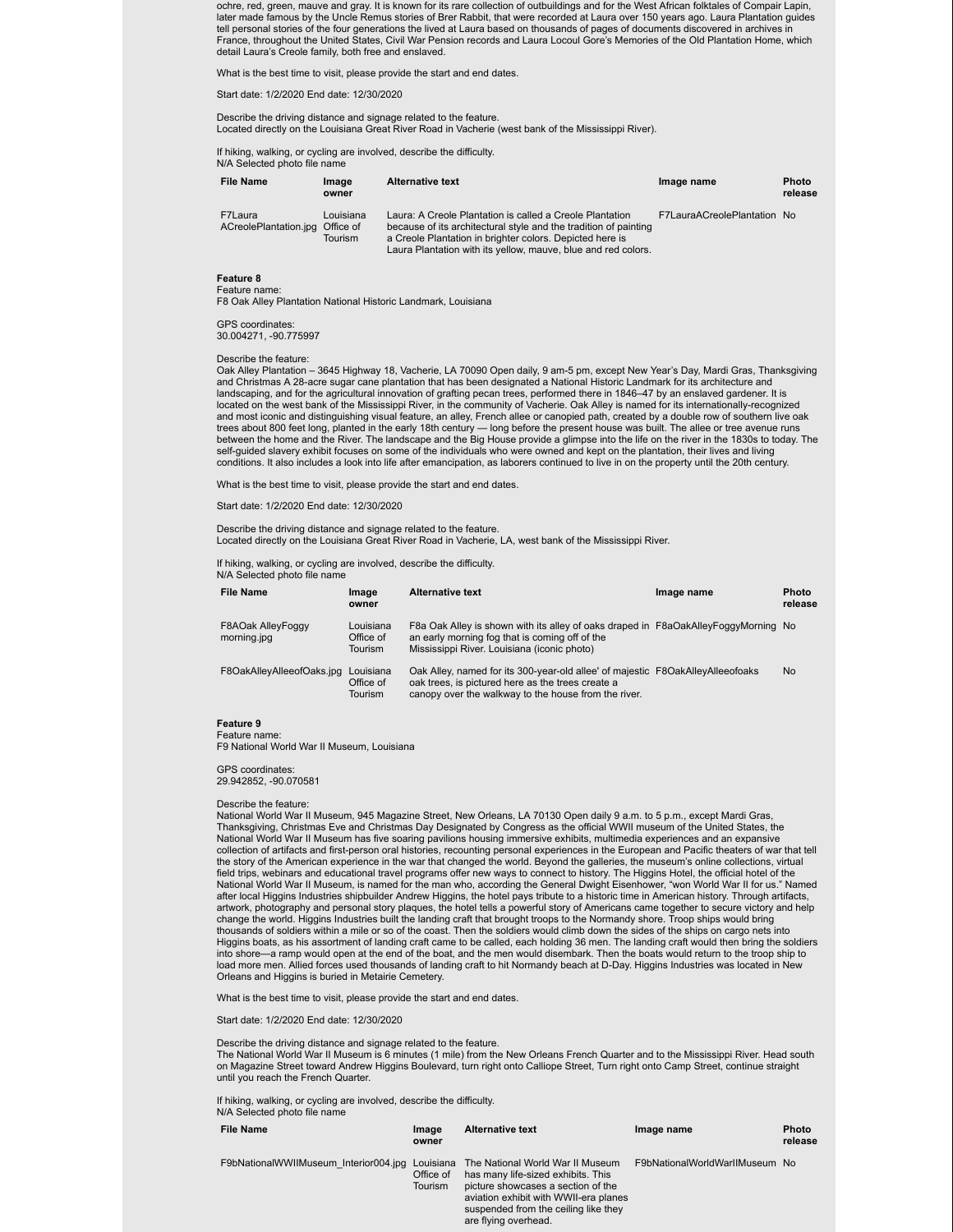ochre, red, green, mauve and gray. It is known for its rare collection of outbuildings and for the West African folktales of Compair Lapin, later made famous by the Uncle Remus stories of Brer Rabbit, that were recorded at Laura over 150 years ago. Laura Plantation guides tell personal stories of the four generations the lived at Laura based on thousands of pages of documents discovered in archives in France, throughout the United States, Civil War Pension records and Laura Locoul Gore's Memories of the Old Plantation Home, which detail Laura's Creole family, both free and enslaved.

What is the best time to visit, please provide the start and end dates.

Start date: 1/2/2020 End date: 12/30/2020

Describe the driving distance and signage related to the feature.
Located directly on the Louisiana Great River Road in Vacherie (west bank of the Mississippi River).

If hiking, walking, or cycling are involved, describe the difficulty.
N/A Selected photo file name

| File Name | Image owner | Alternative text | Image name | Photo release |
|---|---|---|---|---|
| F7Laura ACreolePlantation.jpg | Louisiana Office of Tourism | Laura: A Creole Plantation is called a Creole Plantation because of its architectural style and the tradition of painting a Creole Plantation in brighter colors. Depicted here is Laura Plantation with its yellow, mauve, blue and red colors. | F7LauraACreolePlantation | No |

**Feature 8**
Feature name:
F8 Oak Alley Plantation National Historic Landmark, Louisiana

GPS coordinates:
30.004271, -90.775997

Describe the feature:
Oak Alley Plantation – 3645 Highway 18, Vacherie, LA 70090 Open daily, 9 am-5 pm, except New Year's Day, Mardi Gras, Thanksgiving and Christmas A 28-acre sugar cane plantation that has been designated a National Historic Landmark for its architecture and landscaping, and for the agricultural innovation of grafting pecan trees, performed there in 1846–47 by an enslaved gardener. It is located on the west bank of the Mississippi River, in the community of Vacherie. Oak Alley is named for its internationally-recognized and most iconic and distinguishing visual feature, an alley, French allee or canopied path, created by a double row of southern live oak trees about 800 feet long, planted in the early 18th century — long before the present house was built. The allee or tree avenue runs between the home and the River. The landscape and the Big House provide a glimpse into the life on the river in the 1830s to today. The self-guided slavery exhibit focuses on some of the individuals who were owned and kept on the plantation, their lives and living conditions. It also includes a look into life after emancipation, as laborers continued to live in on the property until the 20th century.

What is the best time to visit, please provide the start and end dates.

Start date: 1/2/2020 End date: 12/30/2020

Describe the driving distance and signage related to the feature.
Located directly on the Louisiana Great River Road in Vacherie, LA, west bank of the Mississippi River.

If hiking, walking, or cycling are involved, describe the difficulty.
N/A Selected photo file name

| File Name | Image owner | Alternative text | Image name | Photo release |
|---|---|---|---|---|
| F8AOak AlleyFoggy morning.jpg | Louisiana Office of Tourism | F8a Oak Alley is shown with its alley of oaks draped in an early morning fog that is coming off of the Mississippi River. Louisiana (iconic photo) | F8aOakAlleyFoggyMorning | No |
| F8OakAlleyAlleeofOaks.jpg | Louisiana Office of Tourism | Oak Alley, named for its 300-year-old allee' of majestic oak trees, is pictured here as the trees create a canopy over the walkway to the house from the river. | F8OakAlleyAlleeofoaks | No |

**Feature 9**
Feature name:
F9 National World War II Museum, Louisiana

GPS coordinates:
29.942852, -90.070581

Describe the feature:
National World War II Museum, 945 Magazine Street, New Orleans, LA 70130 Open daily 9 a.m. to 5 p.m., except Mardi Gras, Thanksgiving, Christmas Eve and Christmas Day Designated by Congress as the official WWII museum of the United States, the National World War II Museum has five soaring pavilions housing immersive exhibits, multimedia experiences and an expansive collection of artifacts and first-person oral histories, recounting personal experiences in the European and Pacific theaters of war that tell the story of the American experience in the war that changed the world. Beyond the galleries, the museum's online collections, virtual field trips, webinars and educational travel programs offer new ways to connect to history. The Higgins Hotel, the official hotel of the National World War II Museum, is named for the man who, according the General Dwight Eisenhower, "won World War II for us." Named after local Higgins Industries shipbuilder Andrew Higgins, the hotel pays tribute to a historic time in American history. Through artifacts, artwork, photography and personal story plaques, the hotel tells a powerful story of Americans came together to secure victory and help change the world. Higgins Industries built the landing craft that brought troops to the Normandy shore. Troop ships would bring thousands of soldiers within a mile or so of the coast. Then the soldiers would climb down the sides of the ships on cargo nets into Higgins boats, as his assortment of landing craft came to be called, each holding 36 men. The landing craft would then bring the soldiers into shore—a ramp would open at the end of the boat, and the men would disembark. Then the boats would return to the troop ship to load more men. Allied forces used thousands of landing craft to hit Normandy beach at D-Day. Higgins Industries was located in New Orleans and Higgins is buried in Metairie Cemetery.

What is the best time to visit, please provide the start and end dates.

Start date: 1/2/2020 End date: 12/30/2020

Describe the driving distance and signage related to the feature.
The National World War II Museum is 6 minutes (1 mile) from the New Orleans French Quarter and to the Mississippi River. Head south on Magazine Street toward Andrew Higgins Boulevard, turn right onto Calliope Street, Turn right onto Camp Street, continue straight until you reach the French Quarter.

If hiking, walking, or cycling are involved, describe the difficulty.
N/A Selected photo file name

| File Name | Image owner | Alternative text | Image name | Photo release |
|---|---|---|---|---|
| F9bNationalWWIIMuseum_Interior004.jpg | Louisiana Office of Tourism | The National World War II Museum has many life-sized exhibits. This picture showcases a section of the aviation exhibit with WWII-era planes suspended from the ceiling like they are flying overhead. | F9bNationalWorldWarIIMuseum | No |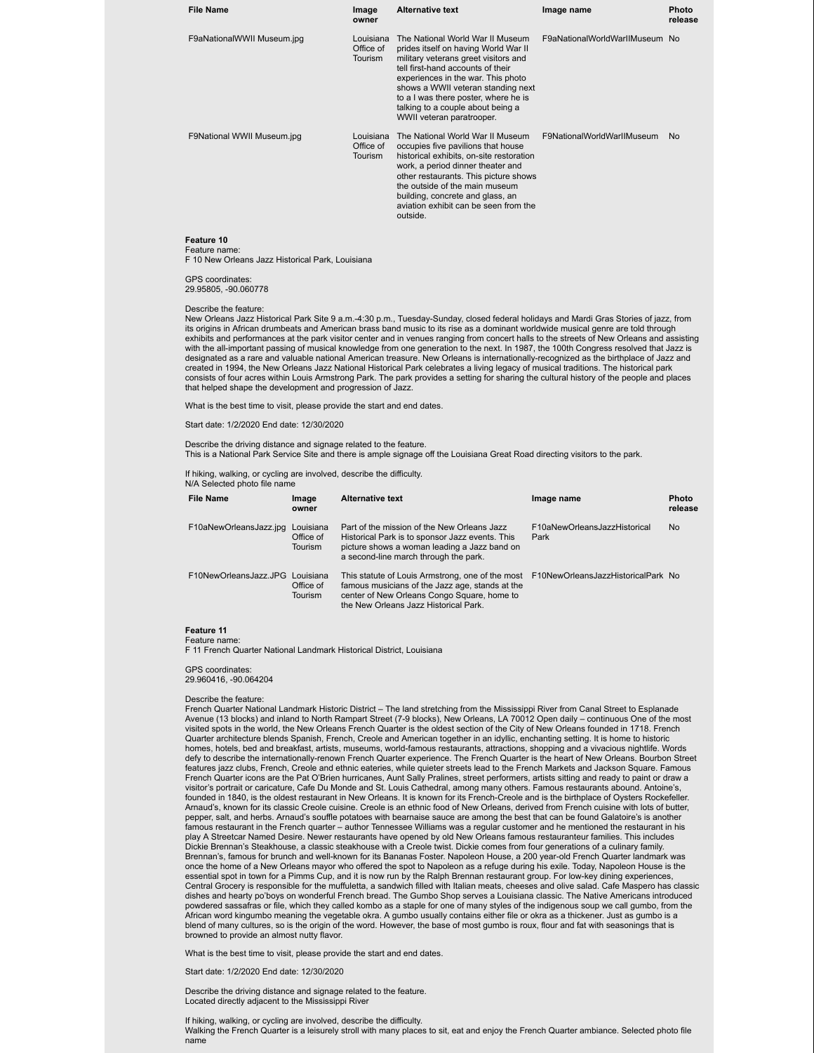| File Name | Image owner | Alternative text | Image name | Photo release |
|---|---|---|---|---|
| F9aNationalWWII Museum.jpg | Louisiana Office of Tourism | The National World War II Museum prides itself on having World War II military veterans greet visitors and tell first-hand accounts of their experiences in the war. This photo shows a WWII veteran standing next to a I was there poster, where he is talking to a couple about being a WWII veteran paratrooper. | F9aNationalWorldWarIIMuseum | No |
| F9National WWII Museum.jpg | Louisiana Office of Tourism | The National World War II Museum occupies five pavilions that house historical exhibits, on-site restoration work, a period dinner theater and other restaurants. This picture shows the outside of the main museum building, concrete and glass, an aviation exhibit can be seen from the outside. | F9NationalWorldWarIIMuseum | No |

**Feature 10**
Feature name:
F 10 New Orleans Jazz Historical Park, Louisiana

GPS coordinates:
29.95805, -90.060778

Describe the feature:
New Orleans Jazz Historical Park Site 9 a.m.-4:30 p.m., Tuesday-Sunday, closed federal holidays and Mardi Gras Stories of jazz, from its origins in African drumbeats and American brass band music to its rise as a dominant worldwide musical genre are told through exhibits and performances at the park visitor center and in venues ranging from concert halls to the streets of New Orleans and assisting with the all-important passing of musical knowledge from one generation to the next. In 1987, the 100th Congress resolved that Jazz is designated as a rare and valuable national American treasure. New Orleans is internationally-recognized as the birthplace of Jazz and created in 1994, the New Orleans Jazz National Historical Park celebrates a living legacy of musical traditions. The historical park consists of four acres within Louis Armstrong Park. The park provides a setting for sharing the cultural history of the people and places that helped shape the development and progression of Jazz.

What is the best time to visit, please provide the start and end dates.

Start date: 1/2/2020 End date: 12/30/2020

Describe the driving distance and signage related to the feature.
This is a National Park Service Site and there is ample signage off the Louisiana Great Road directing visitors to the park.

If hiking, walking, or cycling are involved, describe the difficulty.
N/A Selected photo file name

| File Name | Image owner | Alternative text | Image name | Photo release |
|---|---|---|---|---|
| F10aNewOrleansJazz.jpg | Louisiana Office of Tourism | Part of the mission of the New Orleans Jazz Historical Park is to sponsor Jazz events. This picture shows a woman leading a Jazz band on a second-line march through the park. | F10aNewOrleansJazzHistorical Park | No |
| F10NewOrleansJazz.JPG | Louisiana Office of Tourism | This statute of Louis Armstrong, one of the most famous musicians of the Jazz age, stands at the center of New Orleans Congo Square, home to the New Orleans Jazz Historical Park. | F10NewOrleansJazzHistoricalPark | No |

**Feature 11**
Feature name:
F 11 French Quarter National Landmark Historical District, Louisiana

GPS coordinates:
29.960416, -90.064204

Describe the feature:
French Quarter National Landmark Historic District – The land stretching from the Mississippi River from Canal Street to Esplanade Avenue (13 blocks) and inland to North Rampart Street (7-9 blocks), New Orleans, LA 70012 Open daily – continuous One of the most visited spots in the world, the New Orleans French Quarter is the oldest section of the City of New Orleans founded in 1718. French Quarter architecture blends Spanish, French, Creole and American together in an idyllic, enchanting setting. It is home to historic homes, hotels, bed and breakfast, artists, museums, world-famous restaurants, attractions, shopping and a vivacious nightlife. Words defy to describe the internationally-renown French Quarter experience. The French Quarter is the heart of New Orleans. Bourbon Street features jazz clubs, French, Creole and ethnic eateries, while quieter streets lead to the French Markets and Jackson Square. Famous French Quarter icons are the Pat O'Brien hurricanes, Aunt Sally Pralines, street performers, artists sitting and ready to paint or draw a visitor's portrait or caricature, Cafe Du Monde and St. Louis Cathedral, among many others. Famous restaurants abound. Antoine's, founded in 1840, is the oldest restaurant in New Orleans. It is known for its French-Creole and is the birthplace of Oysters Rockefeller. Arnaud's, known for its classic Creole cuisine. Creole is an ethnic food of New Orleans, derived from French cuisine with lots of butter, pepper, salt, and herbs. Arnaud's souffle potatoes with bearnaise sauce are among the best that can be found Galatoire's is another famous restaurant in the French quarter – author Tennessee Williams was a regular customer and he mentioned the restaurant in his play A Streetcar Named Desire. Newer restaurants have opened by old New Orleans famous restauranteur families. This includes Dickie Brennan's Steakhouse, a classic steakhouse with a Creole twist. Dickie comes from four generations of a culinary family. Brennan's, famous for brunch and well-known for its Bananas Foster. Napoleon House, a 200 year-old French Quarter landmark was once the home of a New Orleans mayor who offered the spot to Napoleon as a refuge during his exile. Today, Napoleon House is the essential spot in town for a Pimms Cup, and it is now run by the Ralph Brennan restaurant group. For low-key dining experiences, Central Grocery is responsible for the muffuletta, a sandwich filled with Italian meats, cheeses and olive salad. Cafe Maspero has classic dishes and hearty po'boys on wonderful French bread. The Gumbo Shop serves a Louisiana classic. The Native Americans introduced powdered sassafras or file, which they called kombo as a staple for one of many styles of the indigenous soup we call gumbo, from the African word kingumbo meaning the vegetable okra. A gumbo usually contains either file or okra as a thickener. Just as gumbo is a blend of many cultures, so is the origin of the word. However, the base of most gumbo is roux, flour and fat with seasonings that is browned to provide an almost nutty flavor.

What is the best time to visit, please provide the start and end dates.

Start date: 1/2/2020 End date: 12/30/2020

Describe the driving distance and signage related to the feature.
Located directly adjacent to the Mississippi River

If hiking, walking, or cycling are involved, describe the difficulty.
Walking the French Quarter is a leisurely stroll with many places to sit, eat and enjoy the French Quarter ambiance. Selected photo file name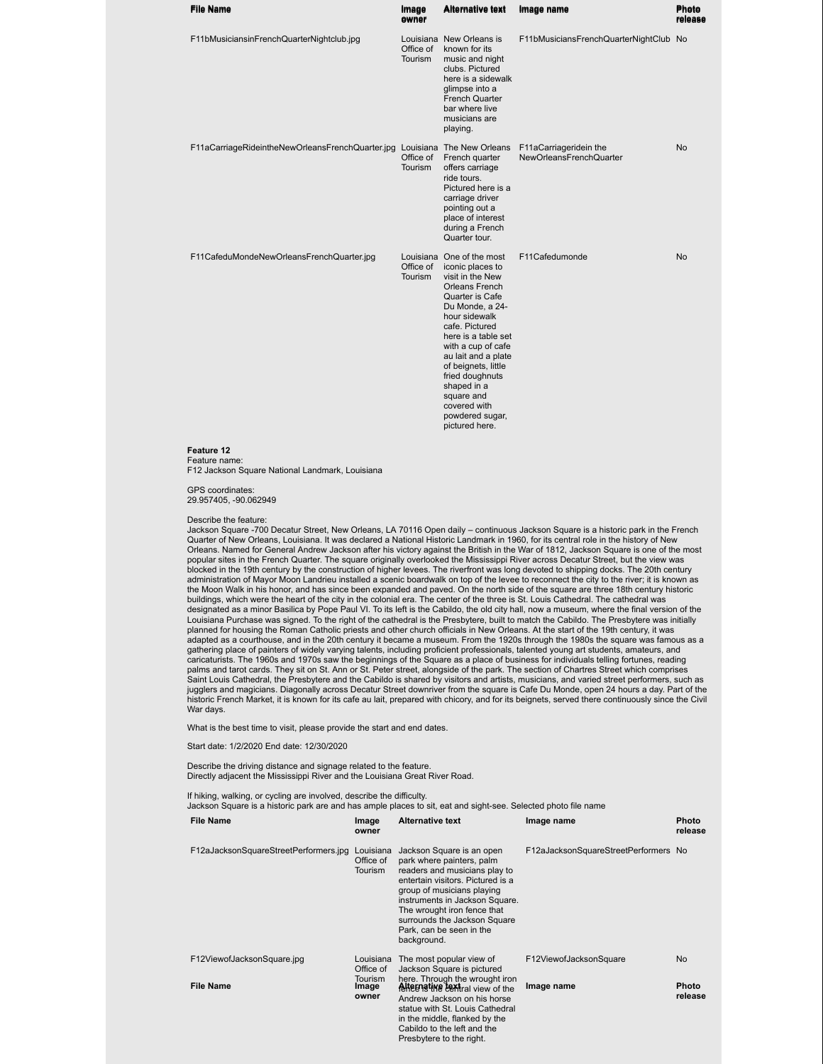| File Name | Image owner | Alternative text | Image name | Photo release |
|---|---|---|---|---|
| F11bMusiciansinFrenchQuarterNightclub.jpg | Louisiana Office of Tourism | New Orleans is known for its music and night clubs. Pictured here is a sidewalk glimpse into a French Quarter bar where live musicians are playing. | F11bMusiciansFrenchQuarterNightClub | No |
| F11aCarriageRideintheNewOrleansFrenchQuarter.jpg | Louisiana Office of Tourism | The New Orleans French quarter offers carriage ride tours. Pictured here is a carriage driver pointing out a place of interest during a French Quarter tour. | F11aCarriageridein the NewOrleansFrenchQuarter | No |
| F11CafeduMondeNewOrleansFrenchQuarter.jpg | Louisiana Office of Tourism | One of the most iconic places to visit in the New Orleans French Quarter is Cafe Du Monde, a 24-hour sidewalk cafe. Pictured here is a table set with a cup of cafe au lait and a plate of beignets, little fried doughnuts shaped in a square and covered with powdered sugar, pictured here. | F11Cafedumonde | No |

**Feature 12**
Feature name:
F12 Jackson Square National Landmark, Louisiana

GPS coordinates:
29.957405, -90.062949

Describe the feature:
Jackson Square -700 Decatur Street, New Orleans, LA 70116 Open daily – continuous Jackson Square is a historic park in the French Quarter of New Orleans, Louisiana. It was declared a National Historic Landmark in 1960, for its central role in the history of New Orleans. Named for General Andrew Jackson after his victory against the British in the War of 1812, Jackson Square is one of the most popular sites in the French Quarter. The square originally overlooked the Mississippi River across Decatur Street, but the view was blocked in the 19th century by the construction of higher levees. The riverfront was long devoted to shipping docks. The 20th century administration of Mayor Moon Landrieu installed a scenic boardwalk on top of the levee to reconnect the city to the river; it is known as the Moon Walk in his honor, and has since been expanded and paved. On the north side of the square are three 18th century historic buildings, which were the heart of the city in the colonial era. The center of the three is St. Louis Cathedral. The cathedral was designated as a minor Basilica by Pope Paul VI. To its left is the Cabildo, the old city hall, now a museum, where the final version of the Louisiana Purchase was signed. To the right of the cathedral is the Presbytere, built to match the Cabildo. The Presbytere was initially planned for housing the Roman Catholic priests and other church officials in New Orleans. At the start of the 19th century, it was adapted as a courthouse, and in the 20th century it became a museum. From the 1920s through the 1980s the square was famous as a gathering place of painters of widely varying talents, including proficient professionals, talented young art students, amateurs, and caricaturists. The 1960s and 1970s saw the beginnings of the Square as a place of business for individuals telling fortunes, reading palms and tarot cards. They sit on St. Ann or St. Peter street, alongside of the park. The section of Chartres Street which comprises Saint Louis Cathedral, the Presbytere and the Cabildo is shared by visitors and artists, musicians, and varied street performers, such as jugglers and magicians. Diagonally across Decatur Street downriver from the square is Cafe Du Monde, open 24 hours a day. Part of the historic French Market, it is known for its cafe au lait, prepared with chicory, and for its beignets, served there continuously since the Civil War days.

What is the best time to visit, please provide the start and end dates.

Start date: 1/2/2020 End date: 12/30/2020

Describe the driving distance and signage related to the feature.
Directly adjacent the Mississippi River and the Louisiana Great River Road.

If hiking, walking, or cycling are involved, describe the difficulty.
Jackson Square is a historic park are and has ample places to sit, eat and sight-see. Selected photo file name

| File Name | Image owner | Alternative text | Image name | Photo release |
|---|---|---|---|---|
| F12aJacksonSquareStreetPerformers.jpg | Louisiana Office of Tourism | Jackson Square is an open park where painters, palm readers and musicians play to entertain visitors. Pictured is a group of musicians playing instruments in Jackson Square. The wrought iron fence that surrounds the Jackson Square Park, can be seen in the background. | F12aJacksonSquareStreetPerformers | No |
| F12ViewofJacksonSquare.jpg | Louisiana Office of Tourism | The most popular view of Jackson Square is pictured here. Through the wrought iron fence is the central view of the Andrew Jackson on his horse statue with St. Louis Cathedral in the middle, flanked by the Cabildo to the left and the Presbytere to the right. | F12ViewofJacksonSquare | No |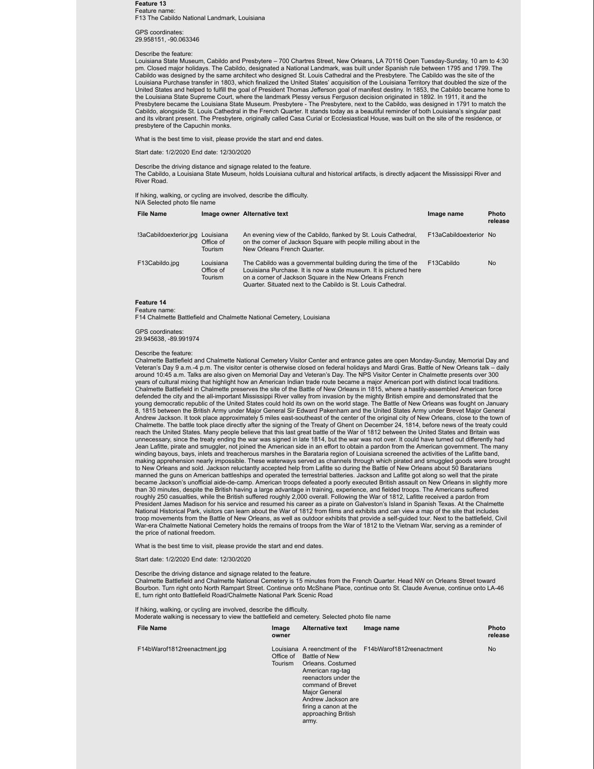**Feature 13**

Feature name:

F13 The Cabildo National Landmark, Louisiana

GPS coordinates:

29.958151, -90.063346

Describe the feature:

Louisiana State Museum, Cabildo and Presbytere – 700 Chartres Street, New Orleans, LA 70116 Open Tuesday-Sunday, 10 am to 4:30 pm. Closed major holidays. The Cabildo, designated a National Landmark, was built under Spanish rule between 1795 and 1799. The Cabildo was designed by the same architect who designed St. Louis Cathedral and the Presbytere. The Cabildo was the site of the Louisiana Purchase transfer in 1803, which finalized the United States' acquisition of the Louisiana Territory that doubled the size of the United States and helped to fulfill the goal of President Thomas Jefferson goal of manifest destiny. In 1853, the Cabildo became home to the Louisiana State Supreme Court, where the landmark Plessy versus Ferguson decision originated in 1892. In 1911, it and the Presbytere became the Louisiana State Museum. Presbytere - The Presbytere, next to the Cabildo, was designed in 1791 to match the Cabildo, alongside St. Louis Cathedral in the French Quarter. It stands today as a beautiful reminder of both Louisiana's singular past and its vibrant present. The Presbytere, originally called Casa Curial or Ecclesiastical House, was built on the site of the residence, or presbytere of the Capuchin monks.

What is the best time to visit, please provide the start and end dates.

Start date: 1/2/2020 End date: 12/30/2020

Describe the driving distance and signage related to the feature.

The Cabildo, a Louisiana State Museum, holds Louisiana cultural and historical artifacts, is directly adjacent the Mississippi River and River Road.

If hiking, walking, or cycling are involved, describe the difficulty.

N/A Selected photo file name

| File Name | Image owner | Alternative text | Image name | Photo release |
|---|---|---|---|---|
| !3aCabildoexterior.jpg | Louisiana Office of Tourism | An evening view of the Cabildo, flanked by St. Louis Cathedral, on the corner of Jackson Square with people milling about in the New Orleans French Quarter. | F13aCabildoexterior | No |
| F13Cabildo.jpg | Louisiana Office of Tourism | The Cabildo was a governmental building during the time of the Louisiana Purchase. It is now a state museum. It is pictured here on a corner of Jackson Square in the New Orleans French Quarter. Situated next to the Cabildo is St. Louis Cathedral. | F13Cabildo | No |

**Feature 14**

Feature name:

F14 Chalmette Battlefield and Chalmette National Cemetery, Louisiana

GPS coordinates:

29.945638, -89.991974

Describe the feature:

Chalmette Battlefield and Chalmette National Cemetery Visitor Center and entrance gates are open Monday-Sunday, Memorial Day and Veteran's Day 9 a.m.-4 p.m. The visitor center is otherwise closed on federal holidays and Mardi Gras. Battle of New Orleans talk – daily around 10:45 a.m. Talks are also given on Memorial Day and Veteran's Day. The NPS Visitor Center in Chalmette presents over 300 years of cultural mixing that highlight how an American Indian trade route became a major American port with distinct local traditions. Chalmette Battlefield in Chalmette preserves the site of the Battle of New Orleans in 1815, where a hastily-assembled American force defended the city and the all-important Mississippi River valley from invasion by the mighty British empire and demonstrated that the young democratic republic of the United States could hold its own on the world stage. The Battle of New Orleans was fought on January 8, 1815 between the British Army under Major General Sir Edward Pakenham and the United States Army under Brevet Major General Andrew Jackson. It took place approximately 5 miles east-southeast of the center of the original city of New Orleans, close to the town of Chalmette. The battle took place directly after the signing of the Treaty of Ghent on December 24, 1814, before news of the treaty could reach the United States. Many people believe that this last great battle of the War of 1812 between the United States and Britain was unnecessary, since the treaty ending the war was signed in late 1814, but the war was not over. It could have turned out differently had Jean Lafitte, pirate and smuggler, not joined the American side in an effort to obtain a pardon from the American government. The many winding bayous, bays, inlets and treacherous marshes in the Barataria region of Louisiana screened the activities of the Lafitte band, making apprehension nearly impossible. These waterways served as channels through which pirated and smuggled goods were brought to New Orleans and sold. Jackson reluctantly accepted help from Lafitte so during the Battle of New Orleans about 50 Baratarians manned the guns on American battleships and operated the terrestrial batteries. Jackson and Lafitte got along so well that the pirate became Jackson's unofficial aide-de-camp. American troops defeated a poorly executed British assault on New Orleans in slightly more than 30 minutes, despite the British having a large advantage in training, experience, and fielded troops. The Americans suffered roughly 250 casualties, while the British suffered roughly 2,000 overall. Following the War of 1812, Lafitte received a pardon from President James Madison for his service and resumed his career as a pirate on Galveston's Island in Spanish Texas. At the Chalmette National Historical Park, visitors can learn about the War of 1812 from films and exhibits and can view a map of the site that includes troop movements from the Battle of New Orleans, as well as outdoor exhibits that provide a self-guided tour. Next to the battlefield, Civil War-era Chalmette National Cemetery holds the remains of troops from the War of 1812 to the Vietnam War, serving as a reminder of the price of national freedom.

What is the best time to visit, please provide the start and end dates.

Start date: 1/2/2020 End date: 12/30/2020

Describe the driving distance and signage related to the feature.

Chalmette Battlefield and Chalmette National Cemetery is 15 minutes from the French Quarter. Head NW on Orleans Street toward Bourbon. Turn right onto North Rampart Street. Continue onto McShane Place, continue onto St. Claude Avenue, continue onto LA-46 E, turn right onto Battlefield Road/Chalmette National Park Scenic Road

If hiking, walking, or cycling are involved, describe the difficulty.

Moderate walking is necessary to view the battlefield and cemetery. Selected photo file name

| File Name | Image owner | Alternative text | Image name | Photo release |
|---|---|---|---|---|
| F14bWarof1812reenactment.jpg | Louisiana Office of Tourism | A reenctment of the Battle of New Orleans. Costumed American rag-tag reenactors under the command of Brevet Major General Andrew Jackson are firing a canon at the approaching British army. | F14bWarof1812reenactment | No |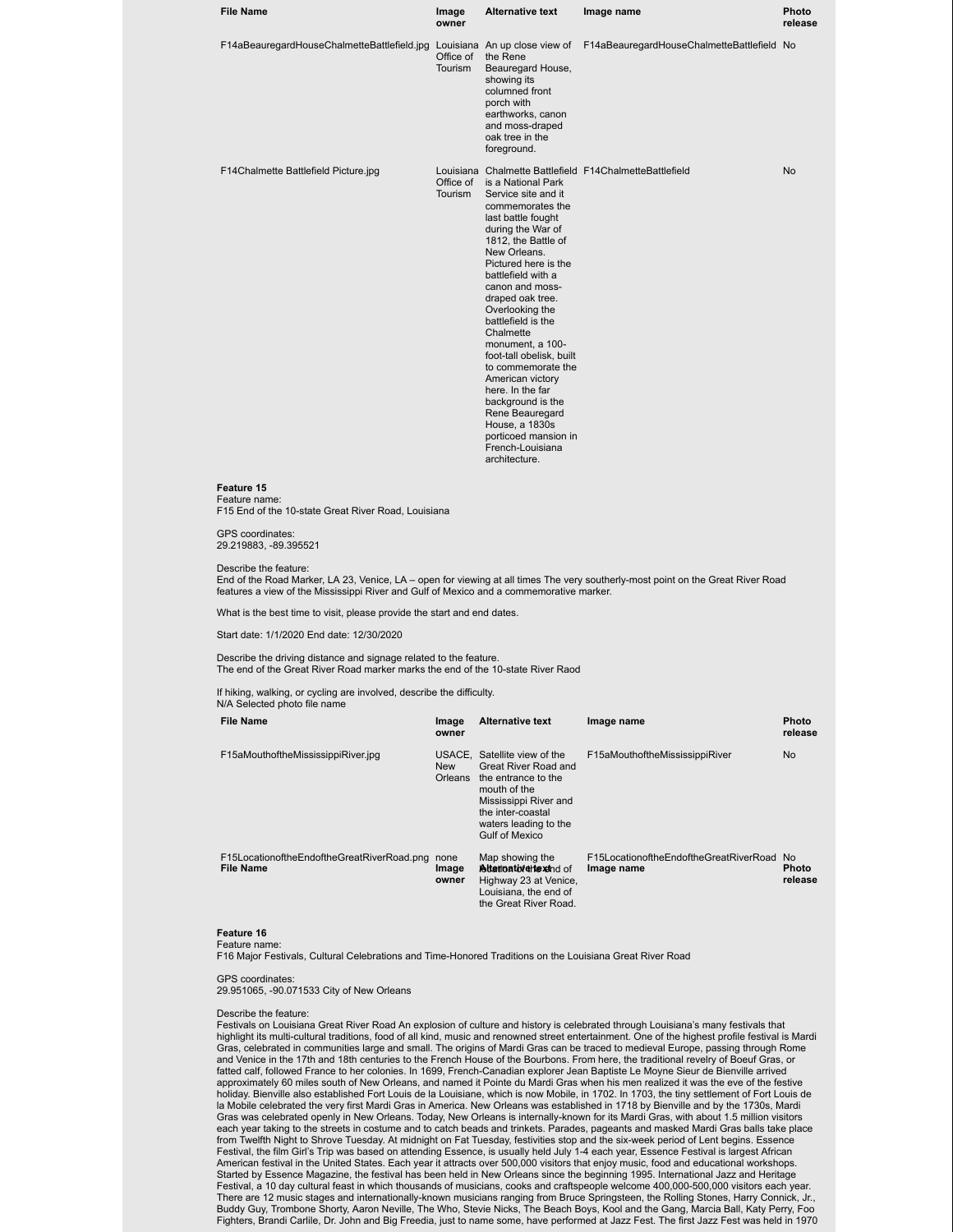| File Name | Image owner | Alternative text | Image name | Photo release |
|---|---|---|---|---|
| F14aBeauregardHouseChalmetteBattlefield.jpg | Louisiana Office of Tourism | An up close view of the Rene Beauregard House, showing its columned front porch with earthworks, canon and moss-draped oak tree in the foreground. | F14aBeauregardHouseChalmetteBattlefield | No |
| F14Chalmette Battlefield Picture.jpg | Louisiana Office of Tourism | Chalmette Battlefield is a National Park Service site and it commemorates the last battle fought during the War of 1812, the Battle of New Orleans. Pictured here is the battlefield with a canon and moss-draped oak tree. Overlooking the battlefield is the Chalmette monument, a 100-foot-tall obelisk, built to commemorate the American victory here. In the far background is the Rene Beauregard House, a 1830s porticoed mansion in French-Louisiana architecture. | F14ChalmetteBattlefield | No |

**Feature 15**
Feature name:
F15 End of the 10-state Great River Road, Louisiana

GPS coordinates:
29.219883, -89.395521

Describe the feature:
End of the Road Marker, LA 23, Venice, LA – open for viewing at all times The very southerly-most point on the Great River Road features a view of the Mississippi River and Gulf of Mexico and a commemorative marker.

What is the best time to visit, please provide the start and end dates.

Start date: 1/1/2020 End date: 12/30/2020

Describe the driving distance and signage related to the feature.
The end of the Great River Road marker marks the end of the 10-state River Raod

If hiking, walking, or cycling are involved, describe the difficulty.
N/A Selected photo file name

| File Name | Image owner | Alternative text | Image name | Photo release |
|---|---|---|---|---|
| F15aMouthoftheMississippiRiver.jpg | USACE, New Orleans | Satellite view of the Great River Road and the entrance to the mouth of the Mississippi River and the inter-coastal waters leading to the Gulf of Mexico | F15aMouthoftheMississippiRiver | No |
| F15LocationoftheEndoftheGreatRiverRoad.png | none | Map showing the location of the end of Highway 23 at Venice, Louisiana, the end of the Great River Road. | F15LocationoftheEndoftheGreatRiverRoad | No |

**Feature 16**
Feature name:
F16 Major Festivals, Cultural Celebrations and Time-Honored Traditions on the Louisiana Great River Road

GPS coordinates:
29.951065, -90.071533 City of New Orleans

Describe the feature:
Festivals on Louisiana Great River Road An explosion of culture and history is celebrated through Louisiana's many festivals that highlight its multi-cultural traditions, food of all kind, music and renowned street entertainment. One of the highest profile festival is Mardi Gras, celebrated in communities large and small. The origins of Mardi Gras can be traced to medieval Europe, passing through Rome and Venice in the 17th and 18th centuries to the French House of the Bourbons. From here, the traditional revelry of Boeuf Gras, or fatted calf, followed France to her colonies. In 1699, French-Canadian explorer Jean Baptiste Le Moyne Sieur de Bienville arrived approximately 60 miles south of New Orleans, and named it Pointe du Mardi Gras when his men realized it was the eve of the festive holiday. Bienville also established Fort Louis de la Louisiane, which is now Mobile, in 1702. In 1703, the tiny settlement of Fort Louis de la Mobile celebrated the very first Mardi Gras in America. New Orleans was established in 1718 by Bienville and by the 1730s, Mardi Gras was celebrated openly in New Orleans. Today, New Orleans is internally-known for its Mardi Gras, with about 1.5 million visitors each year taking to the streets in costume and to catch beads and trinkets. Parades, pageants and masked Mardi Gras balls take place from Twelfth Night to Shrove Tuesday. At midnight on Fat Tuesday, festivities stop and the six-week period of Lent begins. Essence Festival, the film Girl's Trip was based on attending Essence, is usually held July 1-4 each year, Essence Festival is largest African American festival in the United States. Each year it attracts over 500,000 visitors that enjoy music, food and educational workshops. Started by Essence Magazine, the festival has been held in New Orleans since the beginning 1995. International Jazz and Heritage Festival, a 10 day cultural feast in which thousands of musicians, cooks and craftspeople welcome 400,000-500,000 visitors each year. There are 12 music stages and internationally-known musicians ranging from Bruce Springsteen, the Rolling Stones, Harry Connick, Jr., Buddy Guy, Trombone Shorty, Aaron Neville, The Who, Stevie Nicks, The Beach Boys, Kool and the Gang, Marcia Ball, Katy Perry, Foo Fighters, Brandi Carlile, Dr. John and Big Freedia, just to name some, have performed at Jazz Fest. The first Jazz Fest was held in 1970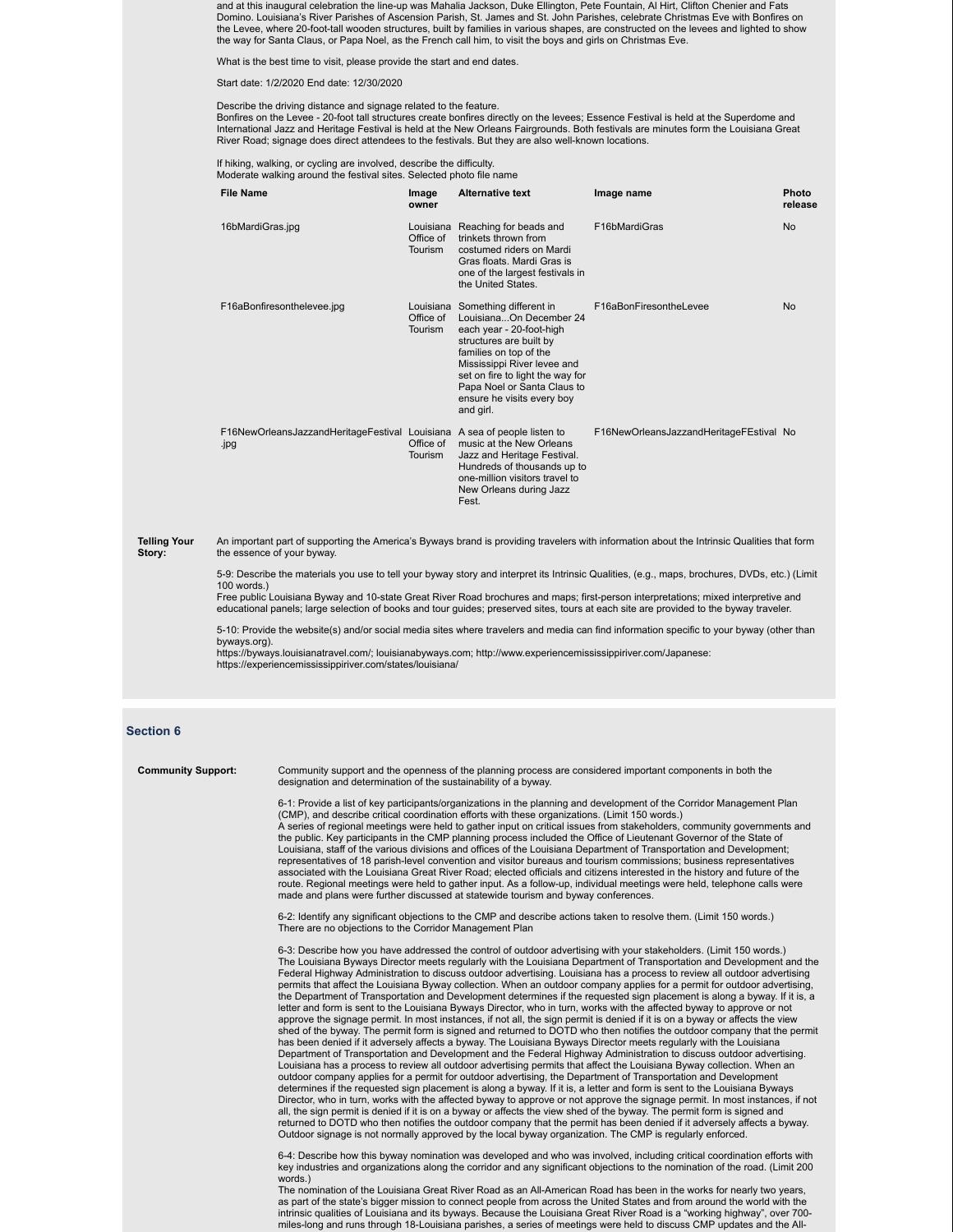and at this inaugural celebration the line-up was Mahalia Jackson, Duke Ellington, Pete Fountain, Al Hirt, Clifton Chenier and Fats Domino. Louisiana's River Parishes of Ascension Parish, St. James and St. John Parishes, celebrate Christmas Eve with Bonfires on the Levee, where 20-foot-tall wooden structures, built by families in various shapes, are constructed on the levees and lighted to show the way for Santa Claus, or Papa Noel, as the French call him, to visit the boys and girls on Christmas Eve.

What is the best time to visit, please provide the start and end dates.

Start date: 1/2/2020 End date: 12/30/2020

Describe the driving distance and signage related to the feature.
Bonfires on the Levee - 20-foot tall structures create bonfires directly on the levees; Essence Festival is held at the Superdome and International Jazz and Heritage Festival is held at the New Orleans Fairgrounds. Both festivals are minutes form the Louisiana Great River Road; signage does direct attendees to the festivals. But they are also well-known locations.

If hiking, walking, or cycling are involved, describe the difficulty.
Moderate walking around the festival sites. Selected photo file name

| File Name | Image owner | Alternative text | Image name | Photo release |
|---|---|---|---|---|
| 16bMardiGras.jpg | Louisiana Office of Tourism | Reaching for beads and trinkets thrown from costumed riders on Mardi Gras floats. Mardi Gras is one of the largest festivals in the United States. | F16bMardiGras | No |
| F16aBonfiresonthelevee.jpg | Louisiana Office of Tourism | Something different in Louisiana...On December 24 each year - 20-foot-high structures are built by families on top of the Mississippi River levee and set on fire to light the way for Papa Noel or Santa Claus to ensure he visits every boy and girl. | F16aBonFiresontheLevee | No |
| F16NewOrleansJazzandHeritageFestival.jpg | Louisiana Office of Tourism | A sea of people listen to music at the New Orleans Jazz and Heritage Festival. Hundreds of thousands up to one-million visitors travel to New Orleans during Jazz Fest. | F16NewOrleansJazzandHeritageFEstival | No |

**Telling Your Story:**

An important part of supporting the America's Byways brand is providing travelers with information about the Intrinsic Qualities that form the essence of your byway.

5-9: Describe the materials you use to tell your byway story and interpret its Intrinsic Qualities, (e.g., maps, brochures, DVDs, etc.) (Limit 100 words.)
Free public Louisiana Byway and 10-state Great River Road brochures and maps; first-person interpretations; mixed interpretive and educational panels; large selection of books and tour guides; preserved sites, tours at each site are provided to the byway traveler.

5-10: Provide the website(s) and/or social media sites where travelers and media can find information specific to your byway (other than byways.org).
https://byways.louisianatravel.com/; louisianabyways.com; http://www.experiencemississippiriver.com/Japanese: https://experiencemississippiriver.com/states/louisiana/

## Section 6

**Community Support:**

Community support and the openness of the planning process are considered important components in both the designation and determination of the sustainability of a byway.

6-1: Provide a list of key participants/organizations in the planning and development of the Corridor Management Plan (CMP), and describe critical coordination efforts with these organizations. (Limit 150 words.)
A series of regional meetings were held to gather input on critical issues from stakeholders, community governments and the public. Key participants in the CMP planning process included the Office of Lieutenant Governor of the State of Louisiana, staff of the various divisions and offices of the Louisiana Department of Transportation and Development; representatives of 18 parish-level convention and visitor bureaus and tourism commissions; business representatives associated with the Louisiana Great River Road; elected officials and citizens interested in the history and future of the route. Regional meetings were held to gather input. As a follow-up, individual meetings were held, telephone calls were made and plans were further discussed at statewide tourism and byway conferences.

6-2: Identify any significant objections to the CMP and describe actions taken to resolve them. (Limit 150 words.)
There are no objections to the Corridor Management Plan

6-3: Describe how you have addressed the control of outdoor advertising with your stakeholders. (Limit 150 words.)
The Louisiana Byways Director meets regularly with the Louisiana Department of Transportation and Development and the Federal Highway Administration to discuss outdoor advertising. Louisiana has a process to review all outdoor advertising permits that affect the Louisiana Byway collection. When an outdoor company applies for a permit for outdoor advertising, the Department of Transportation and Development determines if the requested sign placement is along a byway. If it is, a letter and form is sent to the Louisiana Byways Director, who in turn, works with the affected byway to approve or not approve the signage permit. In most instances, if not all, the sign permit is denied if it is on a byway or affects the view shed of the byway. The permit form is signed and returned to DOTD who then notifies the outdoor company that the permit has been denied if it adversely affects a byway. The Louisiana Byways Director meets regularly with the Louisiana Department of Transportation and Development and the Federal Highway Administration to discuss outdoor advertising. Louisiana has a process to review all outdoor advertising permits that affect the Louisiana Byway collection. When an outdoor company applies for a permit for outdoor advertising, the Department of Transportation and Development determines if the requested sign placement is along a byway. If it is, a letter and form is sent to the Louisiana Byways Director, who in turn, works with the affected byway to approve or not approve the signage permit. In most instances, if not all, the sign permit is denied if it is on a byway or affects the view shed of the byway. The permit form is signed and returned to DOTD who then notifies the outdoor company that the permit has been denied if it adversely affects a byway. Outdoor signage is not normally approved by the local byway organization. The CMP is regularly enforced.

6-4: Describe how this byway nomination was developed and who was involved, including critical coordination efforts with key industries and organizations along the corridor and any significant objections to the nomination of the road. (Limit 200 words.)
The nomination of the Louisiana Great River Road as an All-American Road has been in the works for nearly two years, as part of the state's bigger mission to connect people from across the United States and from around the world with the intrinsic qualities of Louisiana and its byways. Because the Louisiana Great River Road is a "working highway", over 700-miles-long and runs through 18-Louisiana parishes, a series of meetings were held to discuss CMP updates and the All-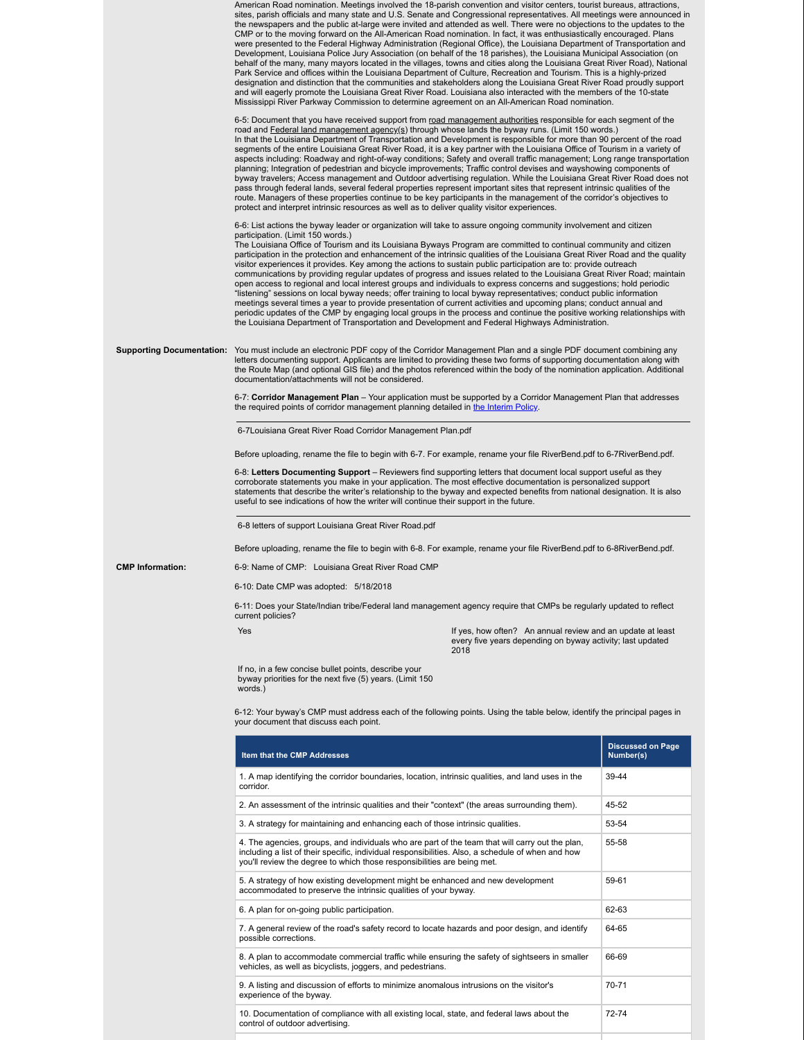American Road nomination. Meetings involved the 18-parish convention and visitor centers, tourist bureaus, attractions, sites, parish officials and many state and U.S. Senate and Congressional representatives. All meetings were announced in the newspapers and the public at-large were invited and attended as well. There were no objections to the updates to the CMP or to the moving forward on the All-American Road nomination. In fact, it was enthusiastically encouraged. Plans were presented to the Federal Highway Administration (Regional Office), the Louisiana Department of Transportation and Development, Louisiana Police Jury Association (on behalf of the 18 parishes), the Louisiana Municipal Association (on behalf of the many, many mayors located in the villages, towns and cities along the Louisiana Great River Road), National Park Service and offices within the Louisiana Department of Culture, Recreation and Tourism. This is a highly-prized designation and distinction that the communities and stakeholders along the Louisiana Great River Road proudly support and will eagerly promote the Louisiana Great River Road. Louisiana also interacted with the members of the 10-state Mississippi River Parkway Commission to determine agreement on an All-American Road nomination.

6-5: Document that you have received support from road management authorities responsible for each segment of the road and Federal land management agency(s) through whose lands the byway runs. (Limit 150 words.)
In that the Louisiana Department of Transportation and Development is responsible for more than 90 percent of the road segments of the entire Louisiana Great River Road, it is a key partner with the Louisiana Office of Tourism in a variety of aspects including: Roadway and right-of-way conditions; Safety and overall traffic management; Long range transportation planning; Integration of pedestrian and bicycle improvements; Traffic control devises and wayshowing components of byway travelers; Access management and Outdoor advertising regulation. While the Louisiana Great River Road does not pass through federal lands, several federal properties represent important sites that represent intrinsic qualities of the route. Managers of these properties continue to be key participants in the management of the corridor's objectives to protect and interpret intrinsic resources as well as to deliver quality visitor experiences.

6-6: List actions the byway leader or organization will take to assure ongoing community involvement and citizen participation. (Limit 150 words.)
The Louisiana Office of Tourism and its Louisiana Byways Program are committed to continual community and citizen participation in the protection and enhancement of the intrinsic qualities of the Louisiana Great River Road and the quality visitor experiences it provides. Key among the actions to sustain public participation are to: provide outreach communications by providing regular updates of progress and issues related to the Louisiana Great River Road; maintain open access to regional and local interest groups and individuals to express concerns and suggestions; hold periodic "listening" sessions on local byway needs; offer training to local byway representatives; conduct public information meetings several times a year to provide presentation of current activities and upcoming plans; conduct annual and periodic updates of the CMP by engaging local groups in the process and continue the positive working relationships with the Louisiana Department of Transportation and Development and Federal Highways Administration.

**Supporting Documentation:** You must include an electronic PDF copy of the Corridor Management Plan and a single PDF document combining any letters documenting support. Applicants are limited to providing these two forms of supporting documentation along with the Route Map (and optional GIS file) and the photos referenced within the body of the nomination application. Additional documentation/attachments will not be considered.

6-7: **Corridor Management Plan** – Your application must be supported by a Corridor Management Plan that addresses the required points of corridor management planning detailed in the Interim Policy.

6-7Louisiana Great River Road Corridor Management Plan.pdf

Before uploading, rename the file to begin with 6-7. For example, rename your file RiverBend.pdf to 6-7RiverBend.pdf.

6-8: **Letters Documenting Support** – Reviewers find supporting letters that document local support useful as they corroborate statements you make in your application. The most effective documentation is personalized support statements that describe the writer's relationship to the byway and expected benefits from national designation. It is also useful to see indications of how the writer will continue their support in the future.

6-8 letters of support Louisiana Great River Road.pdf

Before uploading, rename the file to begin with 6-8. For example, rename your file RiverBend.pdf to 6-8RiverBend.pdf.

**CMP Information:**

6-9: Name of CMP: Louisiana Great River Road CMP

6-10: Date CMP was adopted: 5/18/2018

6-11: Does your State/Indian tribe/Federal land management agency require that CMPs be regularly updated to reflect current policies?

Yes

If yes, how often? An annual review and an update at least every five years depending on byway activity; last updated 2018

If no, in a few concise bullet points, describe your byway priorities for the next five (5) years. (Limit 150 words.)

6-12: Your byway's CMP must address each of the following points. Using the table below, identify the principal pages in your document that discuss each point.

| Item that the CMP Addresses | Discussed on Page Number(s) |
|---|---|
| 1. A map identifying the corridor boundaries, location, intrinsic qualities, and land uses in the corridor. | 39-44 |
| 2. An assessment of the intrinsic qualities and their "context" (the areas surrounding them). | 45-52 |
| 3. A strategy for maintaining and enhancing each of those intrinsic qualities. | 53-54 |
| 4. The agencies, groups, and individuals who are part of the team that will carry out the plan, including a list of their specific, individual responsibilities. Also, a schedule of when and how you'll review the degree to which those responsibilities are being met. | 55-58 |
| 5. A strategy of how existing development might be enhanced and new development accommodated to preserve the intrinsic qualities of your byway. | 59-61 |
| 6. A plan for on-going public participation. | 62-63 |
| 7. A general review of the road's safety record to locate hazards and poor design, and identify possible corrections. | 64-65 |
| 8. A plan to accommodate commercial traffic while ensuring the safety of sightseers in smaller vehicles, as well as bicyclists, joggers, and pedestrians. | 66-69 |
| 9. A listing and discussion of efforts to minimize anomalous intrusions on the visitor's experience of the byway. | 70-71 |
| 10. Documentation of compliance with all existing local, state, and federal laws about the control of outdoor advertising. | 72-74 |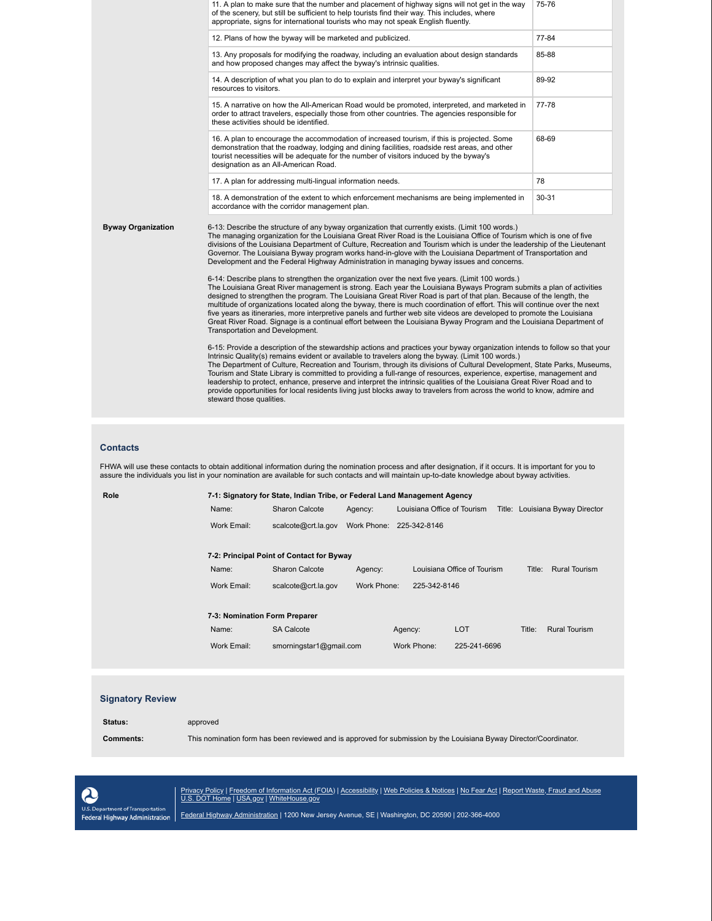| | |
|---|---|
| 11. A plan to make sure that the number and placement of highway signs will not get in the way of the scenery, but still be sufficient to help tourists find their way. This includes, where appropriate, signs for international tourists who may not speak English fluently. | 75-76 |
| 12. Plans of how the byway will be marketed and publicized. | 77-84 |
| 13. Any proposals for modifying the roadway, including an evaluation about design standards and how proposed changes may affect the byway's intrinsic qualities. | 85-88 |
| 14. A description of what you plan to do to explain and interpret your byway's significant resources to visitors. | 89-92 |
| 15. A narrative on how the All-American Road would be promoted, interpreted, and marketed in order to attract travelers, especially those from other countries. The agencies responsible for these activities should be identified. | 77-78 |
| 16. A plan to encourage the accommodation of increased tourism, if this is projected. Some demonstration that the roadway, lodging and dining facilities, roadside rest areas, and other tourist necessities will be adequate for the number of visitors induced by the byway's designation as an All-American Road. | 68-69 |
| 17. A plan for addressing multi-lingual information needs. | 78 |
| 18. A demonstration of the extent to which enforcement mechanisms are being implemented in accordance with the corridor management plan. | 30-31 |

**Byway Organization**

6-13: Describe the structure of any byway organization that currently exists. (Limit 100 words.)
The managing organization for the Louisiana Great River Road is the Louisiana Office of Tourism which is one of five divisions of the Louisiana Department of Culture, Recreation and Tourism which is under the leadership of the Lieutenant Governor. The Louisiana Byway program works hand-in-glove with the Louisiana Department of Transportation and Development and the Federal Highway Administration in managing byway issues and concerns.

6-14: Describe plans to strengthen the organization over the next five years. (Limit 100 words.)
The Louisiana Great River management is strong. Each year the Louisiana Byways Program submits a plan of activities designed to strengthen the program. The Louisiana Great River Road is part of that plan. Because of the length, the multitude of organizations located along the byway, there is much coordination of effort. This will continue over the next five years as itineraries, more interpretive panels and further web site videos are developed to promote the Louisiana Great River Road. Signage is a continual effort between the Louisiana Byway Program and the Louisiana Department of Transportation and Development.

6-15: Provide a description of the stewardship actions and practices your byway organization intends to follow so that your Intrinsic Quality(s) remains evident or available to travelers along the byway. (Limit 100 words.)
The Department of Culture, Recreation and Tourism, through its divisions of Cultural Development, State Parks, Museums, Tourism and State Library is committed to providing a full-range of resources, experience, expertise, management and leadership to protect, enhance, preserve and interpret the intrinsic qualities of the Louisiana Great River Road and to provide opportunities for local residents living just blocks away to travelers from across the world to know, admire and steward those qualities.

## Contacts

FHWA will use these contacts to obtain additional information during the nomination process and after designation, if it occurs. It is important for you to assure the individuals you list in your nomination are available for such contacts and will maintain up-to-date knowledge about byway activities.

**Role**

**7-1: Signatory for State, Indian Tribe, or Federal Land Management Agency**

| | | | | | |
|---|---|---|---|---|---|
| Name: | Sharon Calcote | Agency: | Louisiana Office of Tourism | Title: | Louisiana Byway Director |
| Work Email: | scalcote@crt.la.gov | Work Phone: | 225-342-8146 | | |

**7-2: Principal Point of Contact for Byway**

| | | | | | |
|---|---|---|---|---|---|
| Name: | Sharon Calcote | Agency: | Louisiana Office of Tourism | Title: | Rural Tourism |
| Work Email: | scalcote@crt.la.gov | Work Phone: | 225-342-8146 | | |

**7-3: Nomination Form Preparer**

| | | | | | |
|---|---|---|---|---|---|
| Name: | SA Calcote | Agency: | LOT | Title: | Rural Tourism |
| Work Email: | smorningstar1@gmail.com | Work Phone: | 225-241-6696 | | |

## Signatory Review

**Status:** approved

**Comments:** This nomination form has been reviewed and is approved for submission by the Louisiana Byway Director/Coordinator.